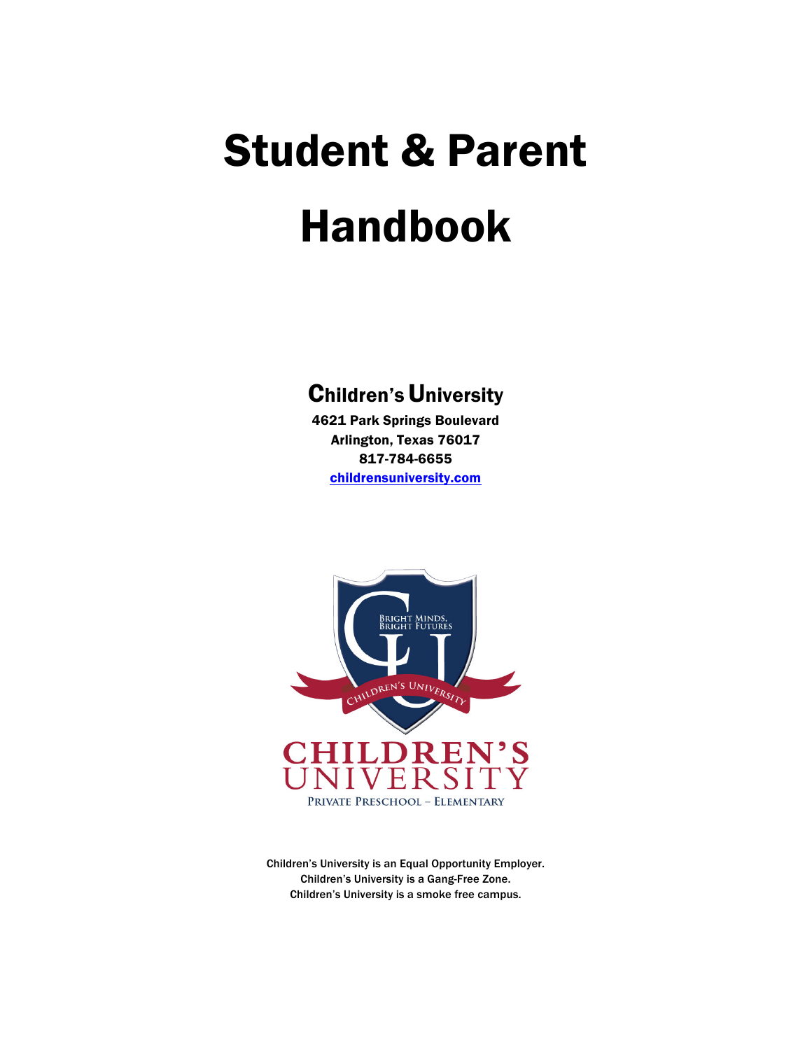# Student & Parent Handbook

## Children's University

**4621 Park Springs Boulevard**
**Arlington, Texas 76017**
**817-784-6655**
**[childrensuniversity.com](childrensuniversity.com)**

Children's University is an Equal Opportunity Employer.
Children's University is a Gang-Free Zone.
Children's University is a smoke free campus.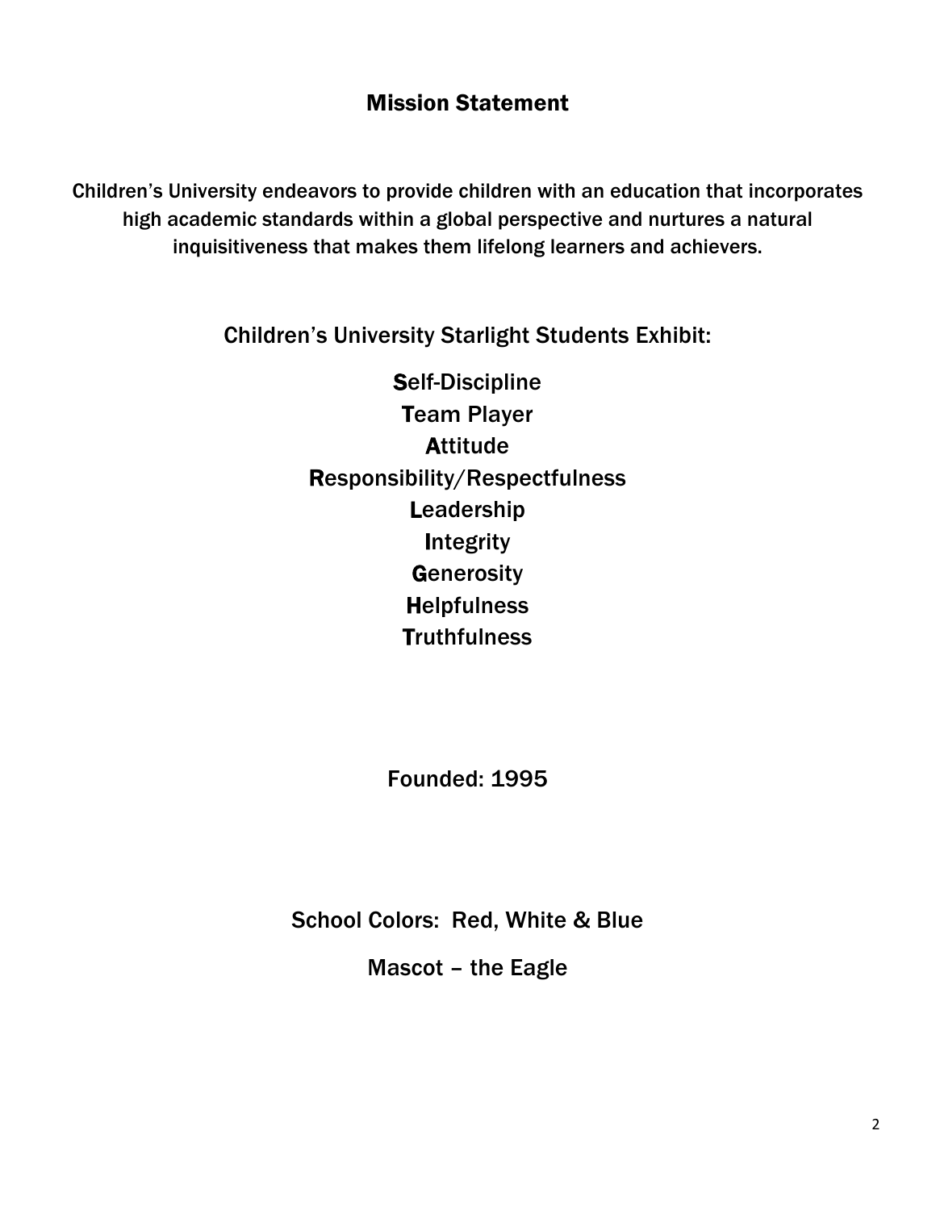## Mission Statement

Children's University endeavors to provide children with an education that incorporates high academic standards within a global perspective and nurtures a natural inquisitiveness that makes them lifelong learners and achievers.

Children's University Starlight Students Exhibit:

**S**elf-Discipline
**T**eam Player
**A**ttitude
**R**esponsibility/Respectfulness
**L**eadership
**I**ntegrity
**G**enerosity
**H**elpfulness
**T**ruthfulness

Founded: 1995

School Colors: Red, White & Blue

Mascot – the Eagle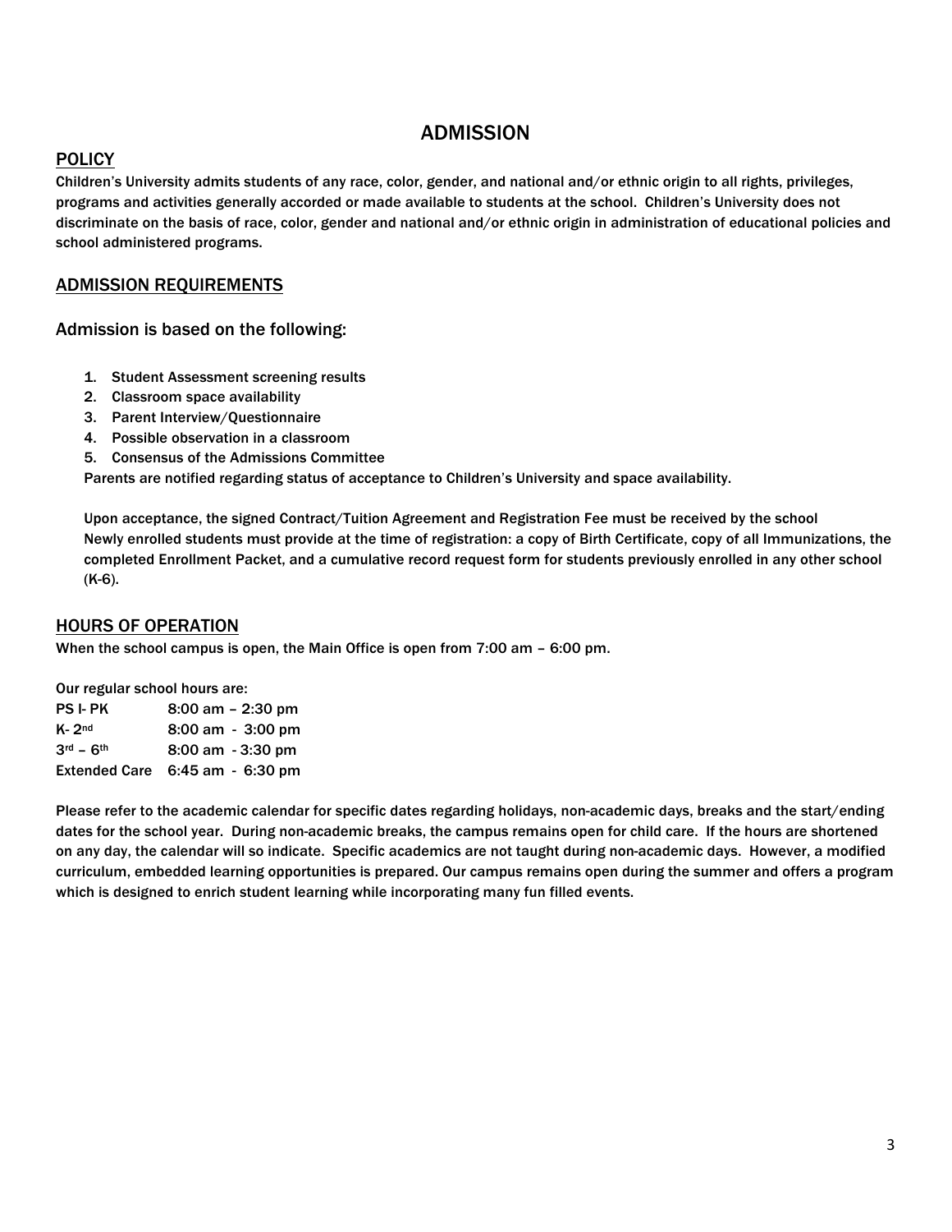# ADMISSION

## POLICY

Children's University admits students of any race, color, gender, and national and/or ethnic origin to all rights, privileges, programs and activities generally accorded or made available to students at the school. Children's University does not discriminate on the basis of race, color, gender and national and/or ethnic origin in administration of educational policies and school administered programs.

## ADMISSION REQUIREMENTS

### Admission is based on the following:

1. Student Assessment screening results
2. Classroom space availability
3. Parent Interview/Questionnaire
4. Possible observation in a classroom
5. Consensus of the Admissions Committee

Parents are notified regarding status of acceptance to Children's University and space availability.

Upon acceptance, the signed Contract/Tuition Agreement and Registration Fee must be received by the school
Newly enrolled students must provide at the time of registration: a copy of Birth Certificate, copy of all Immunizations, the completed Enrollment Packet, and a cumulative record request form for students previously enrolled in any other school (K-6).

## HOURS OF OPERATION

When the school campus is open, the Main Office is open from 7:00 am – 6:00 pm.

Our regular school hours are:

| | |
|---|---|
| PS I- PK | 8:00 am – 2:30 pm |
| K- 2nd | 8:00 am - 3:00 pm |
| 3rd – 6th | 8:00 am - 3:30 pm |
| Extended Care | 6:45 am - 6:30 pm |

Please refer to the academic calendar for specific dates regarding holidays, non-academic days, breaks and the start/ending dates for the school year. During non-academic breaks, the campus remains open for child care. If the hours are shortened on any day, the calendar will so indicate. Specific academics are not taught during non-academic days. However, a modified curriculum, embedded learning opportunities is prepared. Our campus remains open during the summer and offers a program which is designed to enrich student learning while incorporating many fun filled events.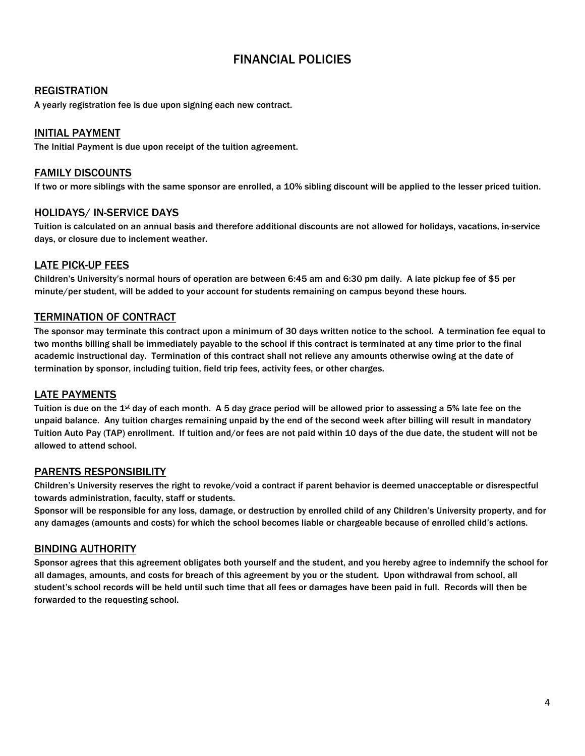# FINANCIAL POLICIES

## REGISTRATION

A yearly registration fee is due upon signing each new contract.

## INITIAL PAYMENT

The Initial Payment is due upon receipt of the tuition agreement.

## FAMILY DISCOUNTS

If two or more siblings with the same sponsor are enrolled, a 10% sibling discount will be applied to the lesser priced tuition.

## HOLIDAYS/ IN-SERVICE DAYS

Tuition is calculated on an annual basis and therefore additional discounts are not allowed for holidays, vacations, in-service days, or closure due to inclement weather.

## LATE PICK-UP FEES

Children's University's normal hours of operation are between 6:45 am and 6:30 pm daily. A late pickup fee of $5 per minute/per student, will be added to your account for students remaining on campus beyond these hours.

## TERMINATION OF CONTRACT

The sponsor may terminate this contract upon a minimum of 30 days written notice to the school. A termination fee equal to two months billing shall be immediately payable to the school if this contract is terminated at any time prior to the final academic instructional day. Termination of this contract shall not relieve any amounts otherwise owing at the date of termination by sponsor, including tuition, field trip fees, activity fees, or other charges.

## LATE PAYMENTS

Tuition is due on the 1st day of each month. A 5 day grace period will be allowed prior to assessing a 5% late fee on the unpaid balance. Any tuition charges remaining unpaid by the end of the second week after billing will result in mandatory Tuition Auto Pay (TAP) enrollment. If tuition and/or fees are not paid within 10 days of the due date, the student will not be allowed to attend school.

## PARENTS RESPONSIBILITY

Children's University reserves the right to revoke/void a contract if parent behavior is deemed unacceptable or disrespectful towards administration, faculty, staff or students.

Sponsor will be responsible for any loss, damage, or destruction by enrolled child of any Children's University property, and for any damages (amounts and costs) for which the school becomes liable or chargeable because of enrolled child's actions.

## BINDING AUTHORITY

Sponsor agrees that this agreement obligates both yourself and the student, and you hereby agree to indemnify the school for all damages, amounts, and costs for breach of this agreement by you or the student. Upon withdrawal from school, all student's school records will be held until such time that all fees or damages have been paid in full. Records will then be forwarded to the requesting school.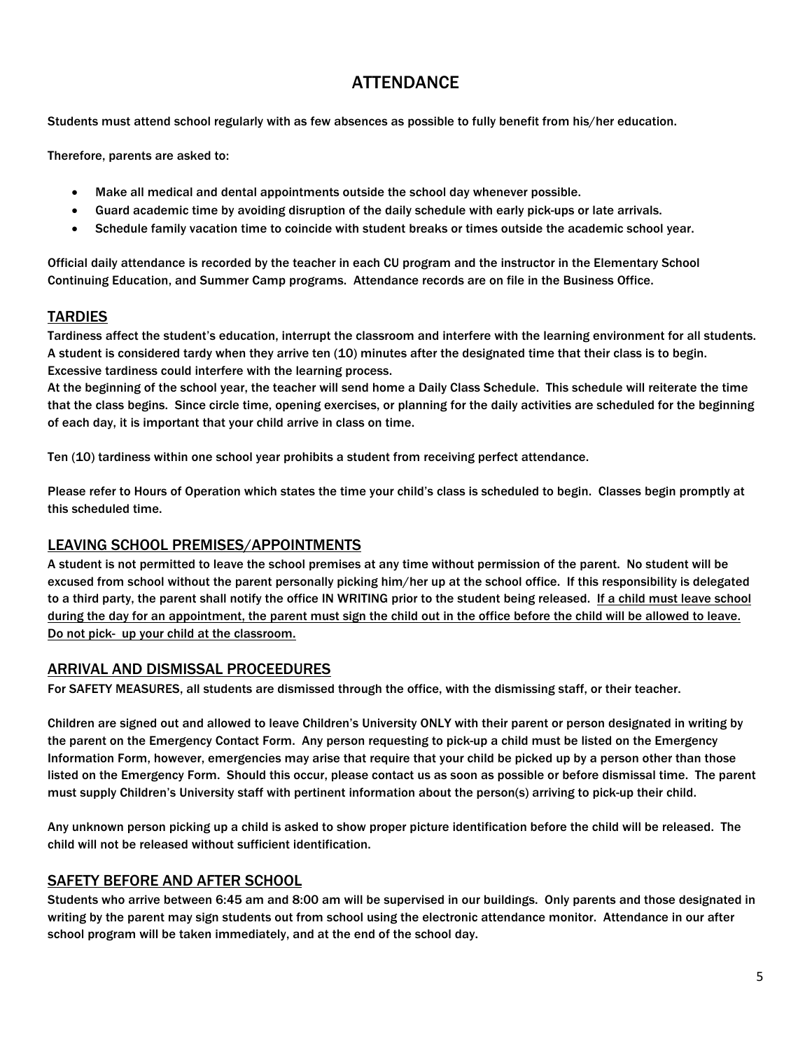# ATTENDANCE

Students must attend school regularly with as few absences as possible to fully benefit from his/her education.

Therefore, parents are asked to:

- Make all medical and dental appointments outside the school day whenever possible.
- Guard academic time by avoiding disruption of the daily schedule with early pick-ups or late arrivals.
- Schedule family vacation time to coincide with student breaks or times outside the academic school year.

Official daily attendance is recorded by the teacher in each CU program and the instructor in the Elementary School Continuing Education, and Summer Camp programs. Attendance records are on file in the Business Office.

## TARDIES

Tardiness affect the student's education, interrupt the classroom and interfere with the learning environment for all students. A student is considered tardy when they arrive ten (10) minutes after the designated time that their class is to begin. Excessive tardiness could interfere with the learning process.

At the beginning of the school year, the teacher will send home a Daily Class Schedule. This schedule will reiterate the time that the class begins. Since circle time, opening exercises, or planning for the daily activities are scheduled for the beginning of each day, it is important that your child arrive in class on time.

Ten (10) tardiness within one school year prohibits a student from receiving perfect attendance.

Please refer to Hours of Operation which states the time your child's class is scheduled to begin. Classes begin promptly at this scheduled time.

## LEAVING SCHOOL PREMISES/APPOINTMENTS

A student is not permitted to leave the school premises at any time without permission of the parent. No student will be excused from school without the parent personally picking him/her up at the school office. If this responsibility is delegated to a third party, the parent shall notify the office IN WRITING prior to the student being released. <u>If a child must leave school during the day for an appointment, the parent must sign the child out in the office before the child will be allowed to leave. Do not pick- up your child at the classroom.</u>

## ARRIVAL AND DISMISSAL PROCEEDURES

For SAFETY MEASURES, all students are dismissed through the office, with the dismissing staff, or their teacher.

Children are signed out and allowed to leave Children's University ONLY with their parent or person designated in writing by the parent on the Emergency Contact Form. Any person requesting to pick-up a child must be listed on the Emergency Information Form, however, emergencies may arise that require that your child be picked up by a person other than those listed on the Emergency Form. Should this occur, please contact us as soon as possible or before dismissal time. The parent must supply Children's University staff with pertinent information about the person(s) arriving to pick-up their child.

Any unknown person picking up a child is asked to show proper picture identification before the child will be released. The child will not be released without sufficient identification.

## SAFETY BEFORE AND AFTER SCHOOL

Students who arrive between 6:45 am and 8:00 am will be supervised in our buildings. Only parents and those designated in writing by the parent may sign students out from school using the electronic attendance monitor. Attendance in our after school program will be taken immediately, and at the end of the school day.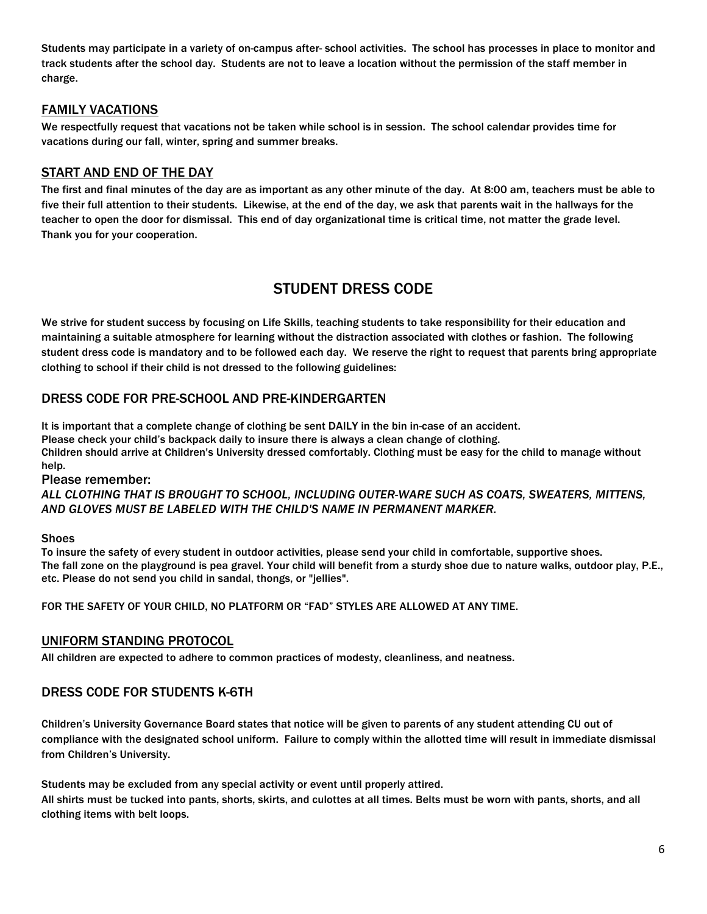Students may participate in a variety of on-campus after- school activities. The school has processes in place to monitor and track students after the school day. Students are not to leave a location without the permission of the staff member in charge.

## FAMILY VACATIONS

We respectfully request that vacations not be taken while school is in session. The school calendar provides time for vacations during our fall, winter, spring and summer breaks.

## START AND END OF THE DAY

The first and final minutes of the day are as important as any other minute of the day. At 8:00 am, teachers must be able to five their full attention to their students. Likewise, at the end of the day, we ask that parents wait in the hallways for the teacher to open the door for dismissal. This end of day organizational time is critical time, not matter the grade level. Thank you for your cooperation.

# STUDENT DRESS CODE

We strive for student success by focusing on Life Skills, teaching students to take responsibility for their education and maintaining a suitable atmosphere for learning without the distraction associated with clothes or fashion. The following student dress code is mandatory and to be followed each day. We reserve the right to request that parents bring appropriate clothing to school if their child is not dressed to the following guidelines:

## DRESS CODE FOR PRE-SCHOOL AND PRE-KINDERGARTEN

It is important that a complete change of clothing be sent DAILY in the bin in-case of an accident.
Please check your child's backpack daily to insure there is always a clean change of clothing.
Children should arrive at Children's University dressed comfortably. Clothing must be easy for the child to manage without help.

Please remember:

*ALL CLOTHING THAT IS BROUGHT TO SCHOOL, INCLUDING OUTER-WARE SUCH AS COATS, SWEATERS, MITTENS, AND GLOVES MUST BE LABELED WITH THE CHILD'S NAME IN PERMANENT MARKER.*

Shoes

To insure the safety of every student in outdoor activities, please send your child in comfortable, supportive shoes.
The fall zone on the playground is pea gravel. Your child will benefit from a sturdy shoe due to nature walks, outdoor play, P.E., etc. Please do not send you child in sandal, thongs, or "jellies".

FOR THE SAFETY OF YOUR CHILD, NO PLATFORM OR "FAD" STYLES ARE ALLOWED AT ANY TIME.

## UNIFORM STANDING PROTOCOL

All children are expected to adhere to common practices of modesty, cleanliness, and neatness.

## DRESS CODE FOR STUDENTS K-6TH

Children's University Governance Board states that notice will be given to parents of any student attending CU out of compliance with the designated school uniform. Failure to comply within the allotted time will result in immediate dismissal from Children's University.

Students may be excluded from any special activity or event until properly attired.
All shirts must be tucked into pants, shorts, skirts, and culottes at all times. Belts must be worn with pants, shorts, and all clothing items with belt loops.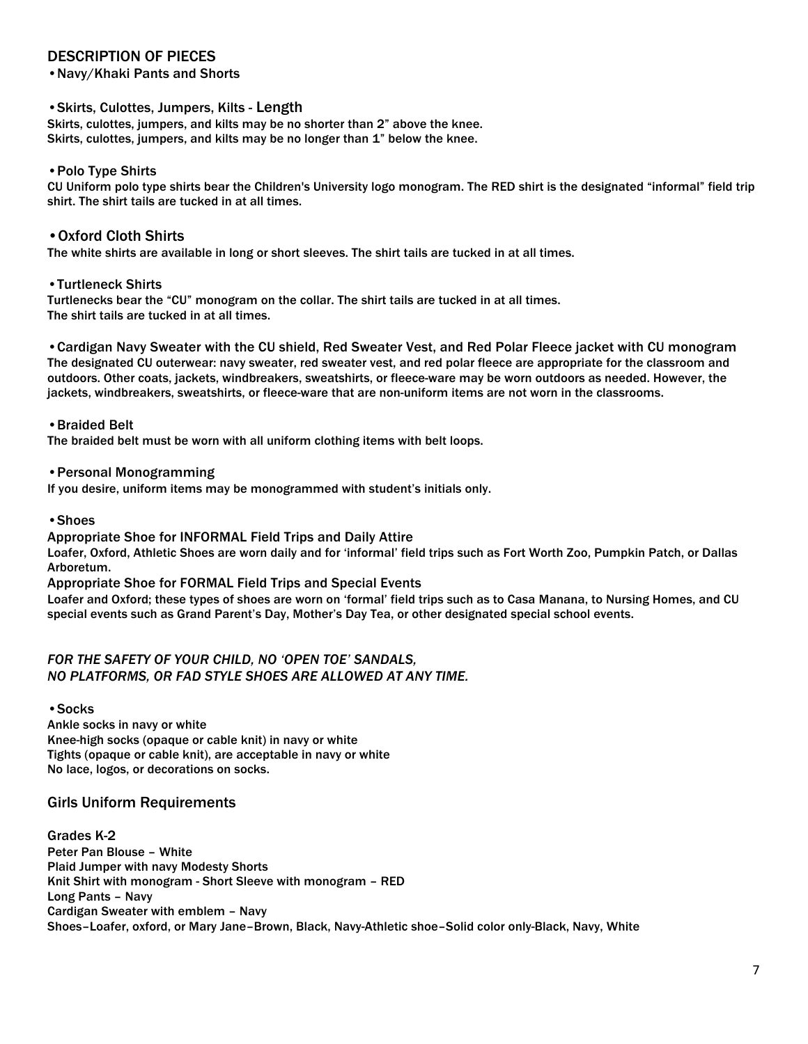## DESCRIPTION OF PIECES

- Navy/Khaki Pants and Shorts

- Skirts, Culottes, Jumpers, Kilts - Length

Skirts, culottes, jumpers, and kilts may be no shorter than 2" above the knee.
Skirts, culottes, jumpers, and kilts may be no longer than 1" below the knee.

- Polo Type Shirts

CU Uniform polo type shirts bear the Children's University logo monogram. The RED shirt is the designated "informal" field trip shirt. The shirt tails are tucked in at all times.

- Oxford Cloth Shirts

The white shirts are available in long or short sleeves. The shirt tails are tucked in at all times.

- Turtleneck Shirts

Turtlenecks bear the "CU" monogram on the collar. The shirt tails are tucked in at all times.
The shirt tails are tucked in at all times.

- Cardigan Navy Sweater with the CU shield, Red Sweater Vest, and Red Polar Fleece jacket with CU monogram

The designated CU outerwear: navy sweater, red sweater vest, and red polar fleece are appropriate for the classroom and outdoors. Other coats, jackets, windbreakers, sweatshirts, or fleece-ware may be worn outdoors as needed. However, the jackets, windbreakers, sweatshirts, or fleece-ware that are non-uniform items are not worn in the classrooms.

- Braided Belt

The braided belt must be worn with all uniform clothing items with belt loops.

- Personal Monogramming

If you desire, uniform items may be monogrammed with student's initials only.

- Shoes

Appropriate Shoe for INFORMAL Field Trips and Daily Attire
Loafer, Oxford, Athletic Shoes are worn daily and for 'informal' field trips such as Fort Worth Zoo, Pumpkin Patch, or Dallas Arboretum.

Appropriate Shoe for FORMAL Field Trips and Special Events
Loafer and Oxford; these types of shoes are worn on 'formal' field trips such as to Casa Manana, to Nursing Homes, and CU special events such as Grand Parent's Day, Mother's Day Tea, or other designated special school events.

*FOR THE SAFETY OF YOUR CHILD, NO 'OPEN TOE' SANDALS,*
*NO PLATFORMS, OR FAD STYLE SHOES ARE ALLOWED AT ANY TIME.*

- Socks

Ankle socks in navy or white
Knee-high socks (opaque or cable knit) in navy or white
Tights (opaque or cable knit), are acceptable in navy or white
No lace, logos, or decorations on socks.

## Girls Uniform Requirements

**Grades K-2**
Peter Pan Blouse – White
Plaid Jumper with navy Modesty Shorts
Knit Shirt with monogram - Short Sleeve with monogram – RED
Long Pants – Navy
Cardigan Sweater with emblem – Navy
Shoes–Loafer, oxford, or Mary Jane–Brown, Black, Navy-Athletic shoe–Solid color only-Black, Navy, White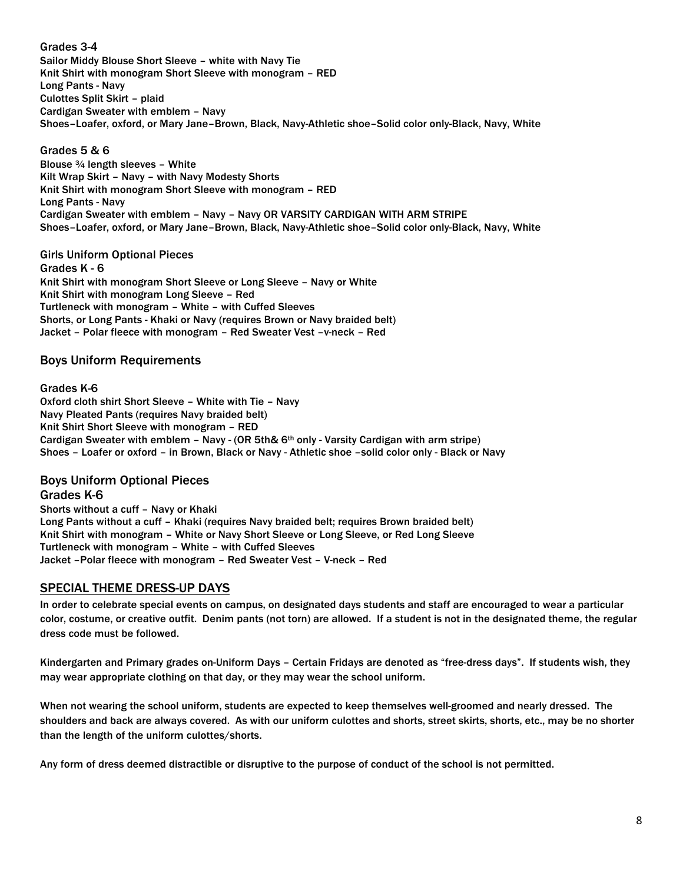### Grades 3-4

Sailor Middy Blouse Short Sleeve – white with Navy Tie
Knit Shirt with monogram Short Sleeve with monogram – RED
Long Pants - Navy
Culottes Split Skirt – plaid
Cardigan Sweater with emblem – Navy
Shoes–Loafer, oxford, or Mary Jane–Brown, Black, Navy-Athletic shoe–Solid color only-Black, Navy, White

### Grades 5 & 6

Blouse ¾ length sleeves – White
Kilt Wrap Skirt – Navy – with Navy Modesty Shorts
Knit Shirt with monogram Short Sleeve with monogram – RED
Long Pants - Navy
Cardigan Sweater with emblem – Navy – Navy OR VARSITY CARDIGAN WITH ARM STRIPE
Shoes–Loafer, oxford, or Mary Jane–Brown, Black, Navy-Athletic shoe–Solid color only-Black, Navy, White

### Girls Uniform Optional Pieces

Grades K - 6
Knit Shirt with monogram Short Sleeve or Long Sleeve – Navy or White
Knit Shirt with monogram Long Sleeve – Red
Turtleneck with monogram – White – with Cuffed Sleeves
Shorts, or Long Pants - Khaki or Navy (requires Brown or Navy braided belt)
Jacket – Polar fleece with monogram – Red Sweater Vest –v-neck – Red

## Boys Uniform Requirements

### Grades K-6

Oxford cloth shirt Short Sleeve – White with Tie – Navy
Navy Pleated Pants (requires Navy braided belt)
Knit Shirt Short Sleeve with monogram – RED
Cardigan Sweater with emblem – Navy - (OR 5th& 6th only - Varsity Cardigan with arm stripe)
Shoes – Loafer or oxford – in Brown, Black or Navy - Athletic shoe –solid color only - Black or Navy

## Boys Uniform Optional Pieces

### Grades K-6

Shorts without a cuff – Navy or Khaki
Long Pants without a cuff – Khaki (requires Navy braided belt; requires Brown braided belt)
Knit Shirt with monogram – White or Navy Short Sleeve or Long Sleeve, or Red Long Sleeve
Turtleneck with monogram – White – with Cuffed Sleeves
Jacket –Polar fleece with monogram – Red Sweater Vest – V-neck – Red

## SPECIAL THEME DRESS-UP DAYS

In order to celebrate special events on campus, on designated days students and staff are encouraged to wear a particular color, costume, or creative outfit. Denim pants (not torn) are allowed. If a student is not in the designated theme, the regular dress code must be followed.

Kindergarten and Primary grades on-Uniform Days – Certain Fridays are denoted as "free-dress days". If students wish, they may wear appropriate clothing on that day, or they may wear the school uniform.

When not wearing the school uniform, students are expected to keep themselves well-groomed and nearly dressed. The shoulders and back are always covered. As with our uniform culottes and shorts, street skirts, shorts, etc., may be no shorter than the length of the uniform culottes/shorts.

Any form of dress deemed distractible or disruptive to the purpose of conduct of the school is not permitted.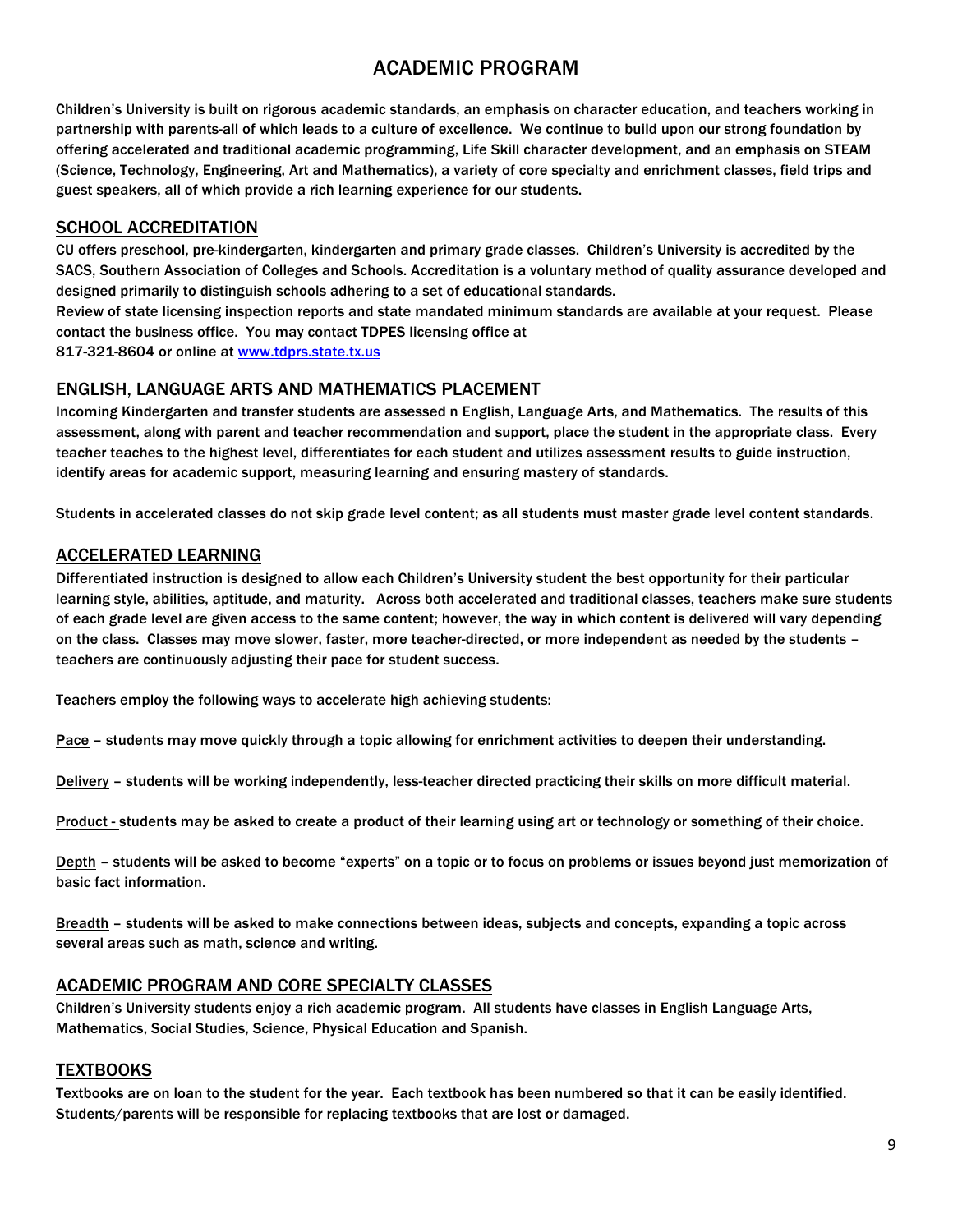# ACADEMIC PROGRAM

Children's University is built on rigorous academic standards, an emphasis on character education, and teachers working in partnership with parents-all of which leads to a culture of excellence. We continue to build upon our strong foundation by offering accelerated and traditional academic programming, Life Skill character development, and an emphasis on STEAM (Science, Technology, Engineering, Art and Mathematics), a variety of core specialty and enrichment classes, field trips and guest speakers, all of which provide a rich learning experience for our students.

## SCHOOL ACCREDITATION

CU offers preschool, pre-kindergarten, kindergarten and primary grade classes. Children's University is accredited by the SACS, Southern Association of Colleges and Schools. Accreditation is a voluntary method of quality assurance developed and designed primarily to distinguish schools adhering to a set of educational standards.

Review of state licensing inspection reports and state mandated minimum standards are available at your request. Please contact the business office. You may contact TDPES licensing office at 817-321-8604 or online at www.tdprs.state.tx.us

## ENGLISH, LANGUAGE ARTS AND MATHEMATICS PLACEMENT

Incoming Kindergarten and transfer students are assessed n English, Language Arts, and Mathematics. The results of this assessment, along with parent and teacher recommendation and support, place the student in the appropriate class. Every teacher teaches to the highest level, differentiates for each student and utilizes assessment results to guide instruction, identify areas for academic support, measuring learning and ensuring mastery of standards.

Students in accelerated classes do not skip grade level content; as all students must master grade level content standards.

## ACCELERATED LEARNING

Differentiated instruction is designed to allow each Children's University student the best opportunity for their particular learning style, abilities, aptitude, and maturity. Across both accelerated and traditional classes, teachers make sure students of each grade level are given access to the same content; however, the way in which content is delivered will vary depending on the class. Classes may move slower, faster, more teacher-directed, or more independent as needed by the students – teachers are continuously adjusting their pace for student success.

Teachers employ the following ways to accelerate high achieving students:

Pace – students may move quickly through a topic allowing for enrichment activities to deepen their understanding.

Delivery – students will be working independently, less-teacher directed practicing their skills on more difficult material.

Product - students may be asked to create a product of their learning using art or technology or something of their choice.

Depth – students will be asked to become "experts" on a topic or to focus on problems or issues beyond just memorization of basic fact information.

Breadth – students will be asked to make connections between ideas, subjects and concepts, expanding a topic across several areas such as math, science and writing.

## ACADEMIC PROGRAM AND CORE SPECIALTY CLASSES

Children's University students enjoy a rich academic program. All students have classes in English Language Arts, Mathematics, Social Studies, Science, Physical Education and Spanish.

## TEXTBOOKS

Textbooks are on loan to the student for the year. Each textbook has been numbered so that it can be easily identified. Students/parents will be responsible for replacing textbooks that are lost or damaged.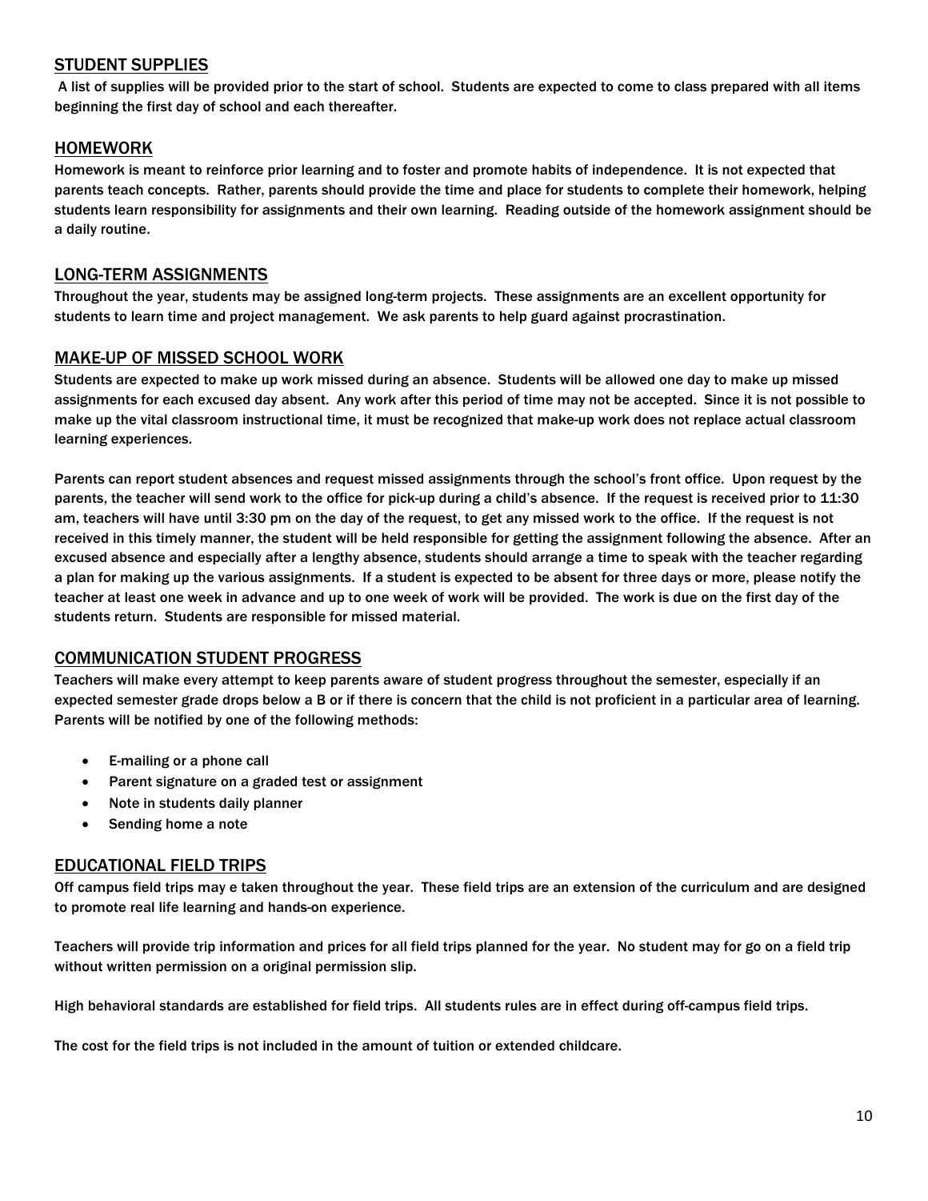## STUDENT SUPPLIES

A list of supplies will be provided prior to the start of school. Students are expected to come to class prepared with all items beginning the first day of school and each thereafter.

## HOMEWORK

Homework is meant to reinforce prior learning and to foster and promote habits of independence. It is not expected that parents teach concepts. Rather, parents should provide the time and place for students to complete their homework, helping students learn responsibility for assignments and their own learning. Reading outside of the homework assignment should be a daily routine.

## LONG-TERM ASSIGNMENTS

Throughout the year, students may be assigned long-term projects. These assignments are an excellent opportunity for students to learn time and project management. We ask parents to help guard against procrastination.

## MAKE-UP OF MISSED SCHOOL WORK

Students are expected to make up work missed during an absence. Students will be allowed one day to make up missed assignments for each excused day absent. Any work after this period of time may not be accepted. Since it is not possible to make up the vital classroom instructional time, it must be recognized that make-up work does not replace actual classroom learning experiences.

Parents can report student absences and request missed assignments through the school's front office. Upon request by the parents, the teacher will send work to the office for pick-up during a child's absence. If the request is received prior to 11:30 am, teachers will have until 3:30 pm on the day of the request, to get any missed work to the office. If the request is not received in this timely manner, the student will be held responsible for getting the assignment following the absence. After an excused absence and especially after a lengthy absence, students should arrange a time to speak with the teacher regarding a plan for making up the various assignments. If a student is expected to be absent for three days or more, please notify the teacher at least one week in advance and up to one week of work will be provided. The work is due on the first day of the students return. Students are responsible for missed material.

## COMMUNICATION STUDENT PROGRESS

Teachers will make every attempt to keep parents aware of student progress throughout the semester, especially if an expected semester grade drops below a B or if there is concern that the child is not proficient in a particular area of learning. Parents will be notified by one of the following methods:

- E-mailing or a phone call
- Parent signature on a graded test or assignment
- Note in students daily planner
- Sending home a note

## EDUCATIONAL FIELD TRIPS

Off campus field trips may e taken throughout the year. These field trips are an extension of the curriculum and are designed to promote real life learning and hands-on experience.

Teachers will provide trip information and prices for all field trips planned for the year. No student may for go on a field trip without written permission on a original permission slip.

High behavioral standards are established for field trips. All students rules are in effect during off-campus field trips.

The cost for the field trips is not included in the amount of tuition or extended childcare.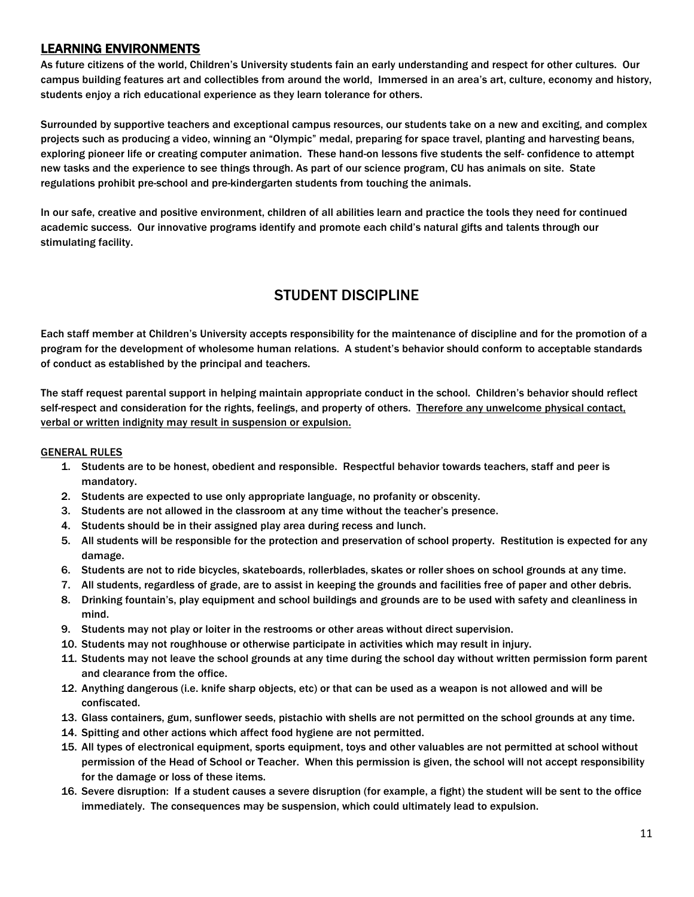## LEARNING ENVIRONMENTS

As future citizens of the world, Children's University students fain an early understanding and respect for other cultures. Our campus building features art and collectibles from around the world, Immersed in an area's art, culture, economy and history, students enjoy a rich educational experience as they learn tolerance for others.

Surrounded by supportive teachers and exceptional campus resources, our students take on a new and exciting, and complex projects such as producing a video, winning an "Olympic" medal, preparing for space travel, planting and harvesting beans, exploring pioneer life or creating computer animation. These hand-on lessons five students the self- confidence to attempt new tasks and the experience to see things through. As part of our science program, CU has animals on site. State regulations prohibit pre-school and pre-kindergarten students from touching the animals.

In our safe, creative and positive environment, children of all abilities learn and practice the tools they need for continued academic success. Our innovative programs identify and promote each child's natural gifts and talents through our stimulating facility.

# STUDENT DISCIPLINE

Each staff member at Children's University accepts responsibility for the maintenance of discipline and for the promotion of a program for the development of wholesome human relations. A student's behavior should conform to acceptable standards of conduct as established by the principal and teachers.

The staff request parental support in helping maintain appropriate conduct in the school. Children's behavior should reflect self-respect and consideration for the rights, feelings, and property of others. <u>Therefore any unwelcome physical contact, verbal or written indignity may result in suspension or expulsion.</u>

<u>GENERAL RULES</u>

1. Students are to be honest, obedient and responsible. Respectful behavior towards teachers, staff and peer is mandatory.
2. Students are expected to use only appropriate language, no profanity or obscenity.
3. Students are not allowed in the classroom at any time without the teacher's presence.
4. Students should be in their assigned play area during recess and lunch.
5. All students will be responsible for the protection and preservation of school property. Restitution is expected for any damage.
6. Students are not to ride bicycles, skateboards, rollerblades, skates or roller shoes on school grounds at any time.
7. All students, regardless of grade, are to assist in keeping the grounds and facilities free of paper and other debris.
8. Drinking fountain's, play equipment and school buildings and grounds are to be used with safety and cleanliness in mind.
9. Students may not play or loiter in the restrooms or other areas without direct supervision.
10. Students may not roughhouse or otherwise participate in activities which may result in injury.
11. Students may not leave the school grounds at any time during the school day without written permission form parent and clearance from the office.
12. Anything dangerous (i.e. knife sharp objects, etc) or that can be used as a weapon is not allowed and will be confiscated.
13. Glass containers, gum, sunflower seeds, pistachio with shells are not permitted on the school grounds at any time.
14. Spitting and other actions which affect food hygiene are not permitted.
15. All types of electronical equipment, sports equipment, toys and other valuables are not permitted at school without permission of the Head of School or Teacher. When this permission is given, the school will not accept responsibility for the damage or loss of these items.
16. Severe disruption: If a student causes a severe disruption (for example, a fight) the student will be sent to the office immediately. The consequences may be suspension, which could ultimately lead to expulsion.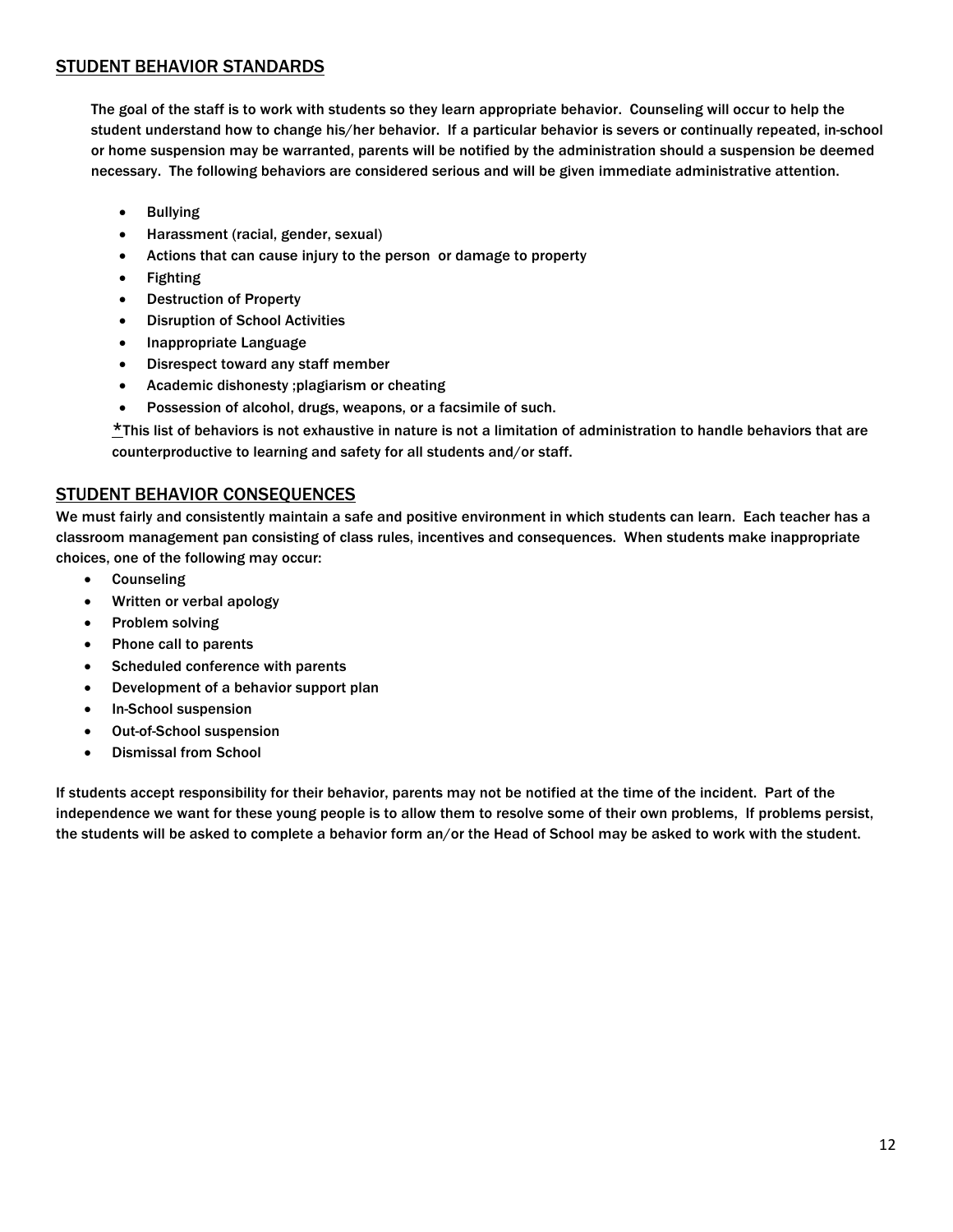## STUDENT BEHAVIOR STANDARDS

The goal of the staff is to work with students so they learn appropriate behavior. Counseling will occur to help the student understand how to change his/her behavior. If a particular behavior is severs or continually repeated, in-school or home suspension may be warranted, parents will be notified by the administration should a suspension be deemed necessary. The following behaviors are considered serious and will be given immediate administrative attention.

- Bullying
- Harassment (racial, gender, sexual)
- Actions that can cause injury to the person or damage to property
- Fighting
- Destruction of Property
- Disruption of School Activities
- Inappropriate Language
- Disrespect toward any staff member
- Academic dishonesty ;plagiarism or cheating
- Possession of alcohol, drugs, weapons, or a facsimile of such.

*This list of behaviors is not exhaustive in nature is not a limitation of administration to handle behaviors that are counterproductive to learning and safety for all students and/or staff.

## STUDENT BEHAVIOR CONSEQUENCES

We must fairly and consistently maintain a safe and positive environment in which students can learn. Each teacher has a classroom management pan consisting of class rules, incentives and consequences. When students make inappropriate choices, one of the following may occur:

- Counseling
- Written or verbal apology
- Problem solving
- Phone call to parents
- Scheduled conference with parents
- Development of a behavior support plan
- In-School suspension
- Out-of-School suspension
- Dismissal from School

If students accept responsibility for their behavior, parents may not be notified at the time of the incident. Part of the independence we want for these young people is to allow them to resolve some of their own problems, If problems persist, the students will be asked to complete a behavior form an/or the Head of School may be asked to work with the student.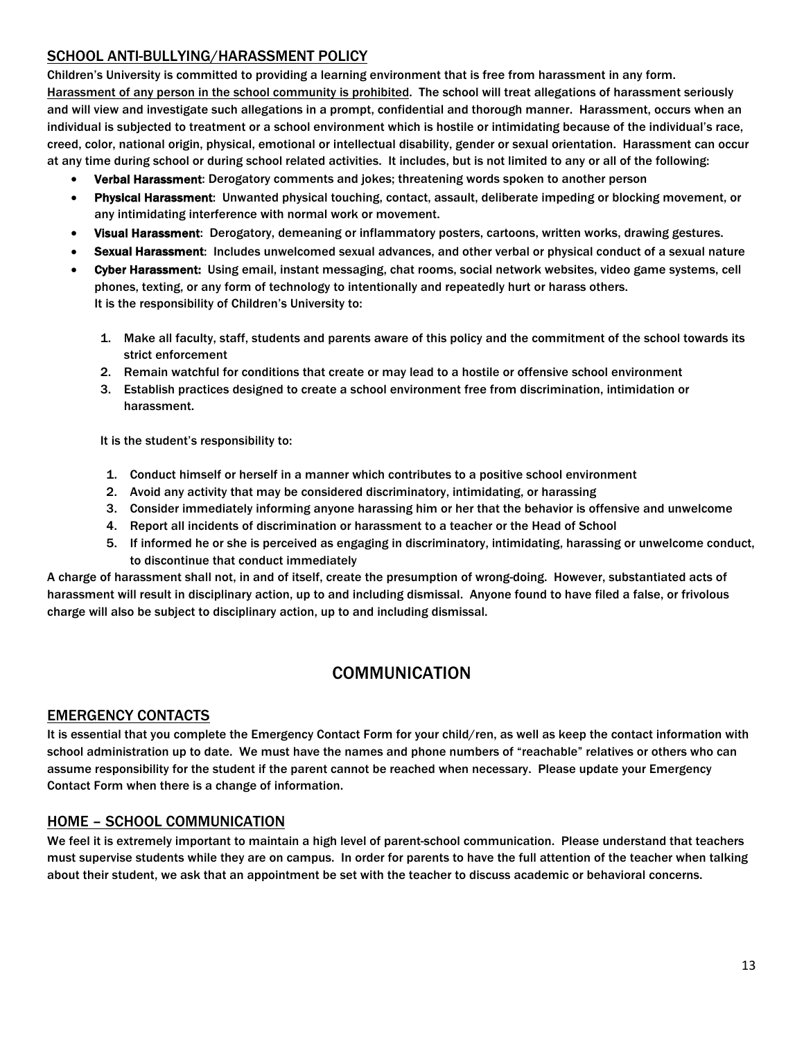## SCHOOL ANTI-BULLYING/HARASSMENT POLICY

Children's University is committed to providing a learning environment that is free from harassment in any form. Harassment of any person in the school community is prohibited. The school will treat allegations of harassment seriously and will view and investigate such allegations in a prompt, confidential and thorough manner. Harassment, occurs when an individual is subjected to treatment or a school environment which is hostile or intimidating because of the individual's race, creed, color, national origin, physical, emotional or intellectual disability, gender or sexual orientation. Harassment can occur at any time during school or during school related activities. It includes, but is not limited to any or all of the following:

- **Verbal Harassment**: Derogatory comments and jokes; threatening words spoken to another person
- **Physical Harassment**: Unwanted physical touching, contact, assault, deliberate impeding or blocking movement, or any intimidating interference with normal work or movement.
- **Visual Harassment**: Derogatory, demeaning or inflammatory posters, cartoons, written works, drawing gestures.
- **Sexual Harassment**: Includes unwelcomed sexual advances, and other verbal or physical conduct of a sexual nature
- **Cyber Harassment:** Using email, instant messaging, chat rooms, social network websites, video game systems, cell phones, texting, or any form of technology to intentionally and repeatedly hurt or harass others.

It is the responsibility of Children's University to:

1. Make all faculty, staff, students and parents aware of this policy and the commitment of the school towards its strict enforcement
2. Remain watchful for conditions that create or may lead to a hostile or offensive school environment
3. Establish practices designed to create a school environment free from discrimination, intimidation or harassment.

It is the student's responsibility to:

1. Conduct himself or herself in a manner which contributes to a positive school environment
2. Avoid any activity that may be considered discriminatory, intimidating, or harassing
3. Consider immediately informing anyone harassing him or her that the behavior is offensive and unwelcome
4. Report all incidents of discrimination or harassment to a teacher or the Head of School
5. If informed he or she is perceived as engaging in discriminatory, intimidating, harassing or unwelcome conduct, to discontinue that conduct immediately

A charge of harassment shall not, in and of itself, create the presumption of wrong-doing. However, substantiated acts of harassment will result in disciplinary action, up to and including dismissal. Anyone found to have filed a false, or frivolous charge will also be subject to disciplinary action, up to and including dismissal.

# COMMUNICATION

## EMERGENCY CONTACTS

It is essential that you complete the Emergency Contact Form for your child/ren, as well as keep the contact information with school administration up to date. We must have the names and phone numbers of "reachable" relatives or others who can assume responsibility for the student if the parent cannot be reached when necessary. Please update your Emergency Contact Form when there is a change of information.

## HOME – SCHOOL COMMUNICATION

We feel it is extremely important to maintain a high level of parent-school communication. Please understand that teachers must supervise students while they are on campus. In order for parents to have the full attention of the teacher when talking about their student, we ask that an appointment be set with the teacher to discuss academic or behavioral concerns.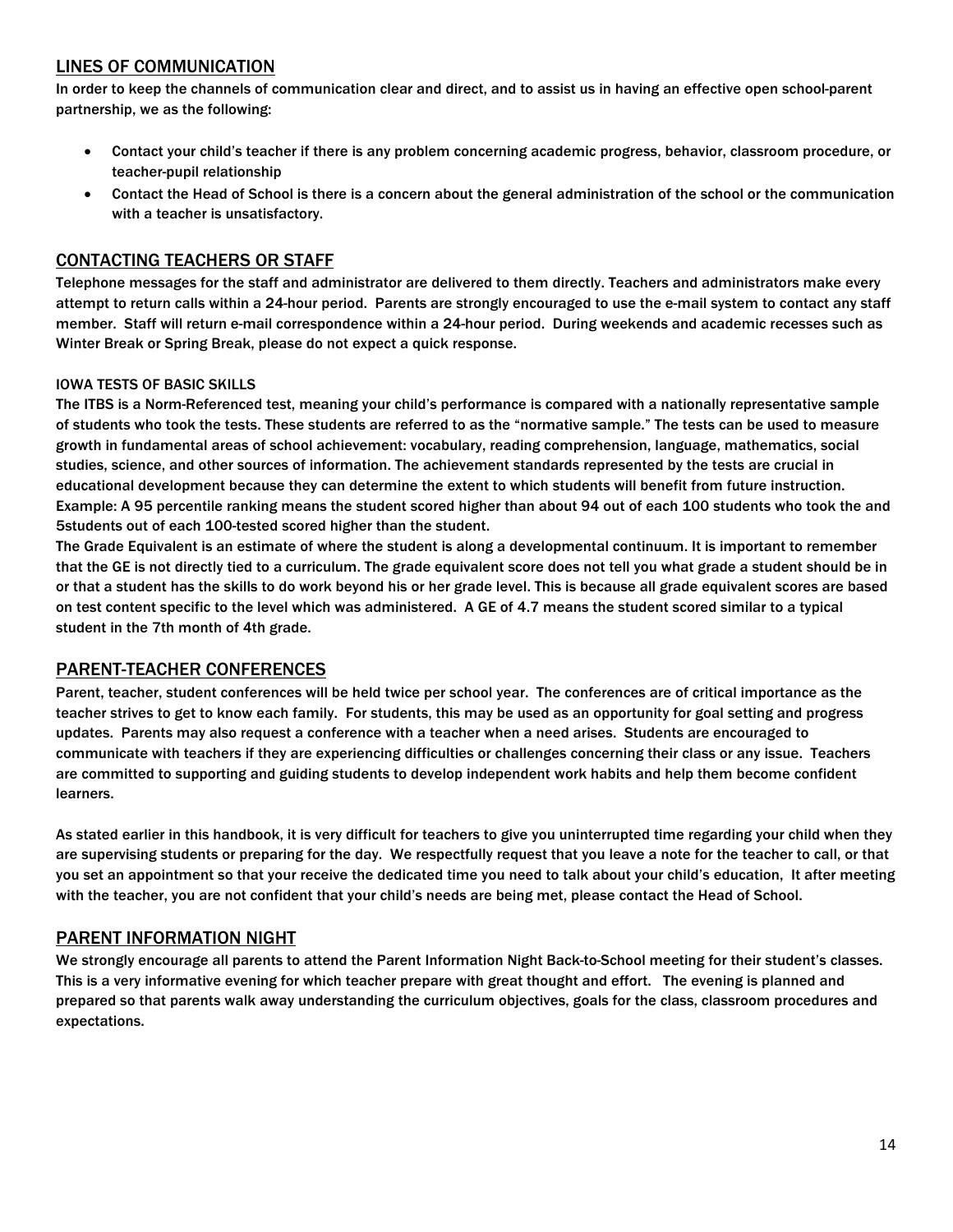## LINES OF COMMUNICATION

In order to keep the channels of communication clear and direct, and to assist us in having an effective open school-parent partnership, we as the following:

- Contact your child's teacher if there is any problem concerning academic progress, behavior, classroom procedure, or teacher-pupil relationship
- Contact the Head of School is there is a concern about the general administration of the school or the communication with a teacher is unsatisfactory.

## CONTACTING TEACHERS OR STAFF

Telephone messages for the staff and administrator are delivered to them directly. Teachers and administrators make every attempt to return calls within a 24-hour period. Parents are strongly encouraged to use the e-mail system to contact any staff member. Staff will return e-mail correspondence within a 24-hour period. During weekends and academic recesses such as Winter Break or Spring Break, please do not expect a quick response.

### IOWA TESTS OF BASIC SKILLS

The ITBS is a Norm-Referenced test, meaning your child's performance is compared with a nationally representative sample of students who took the tests. These students are referred to as the "normative sample." The tests can be used to measure growth in fundamental areas of school achievement: vocabulary, reading comprehension, language, mathematics, social studies, science, and other sources of information. The achievement standards represented by the tests are crucial in educational development because they can determine the extent to which students will benefit from future instruction. Example: A 95 percentile ranking means the student scored higher than about 94 out of each 100 students who took the and 5students out of each 100-tested scored higher than the student.

The Grade Equivalent is an estimate of where the student is along a developmental continuum. It is important to remember that the GE is not directly tied to a curriculum. The grade equivalent score does not tell you what grade a student should be in or that a student has the skills to do work beyond his or her grade level. This is because all grade equivalent scores are based on test content specific to the level which was administered. A GE of 4.7 means the student scored similar to a typical student in the 7th month of 4th grade.

## PARENT-TEACHER CONFERENCES

Parent, teacher, student conferences will be held twice per school year. The conferences are of critical importance as the teacher strives to get to know each family. For students, this may be used as an opportunity for goal setting and progress updates. Parents may also request a conference with a teacher when a need arises. Students are encouraged to communicate with teachers if they are experiencing difficulties or challenges concerning their class or any issue. Teachers are committed to supporting and guiding students to develop independent work habits and help them become confident learners.

As stated earlier in this handbook, it is very difficult for teachers to give you uninterrupted time regarding your child when they are supervising students or preparing for the day. We respectfully request that you leave a note for the teacher to call, or that you set an appointment so that your receive the dedicated time you need to talk about your child's education, It after meeting with the teacher, you are not confident that your child's needs are being met, please contact the Head of School.

## PARENT INFORMATION NIGHT

We strongly encourage all parents to attend the Parent Information Night Back-to-School meeting for their student's classes. This is a very informative evening for which teacher prepare with great thought and effort. The evening is planned and prepared so that parents walk away understanding the curriculum objectives, goals for the class, classroom procedures and expectations.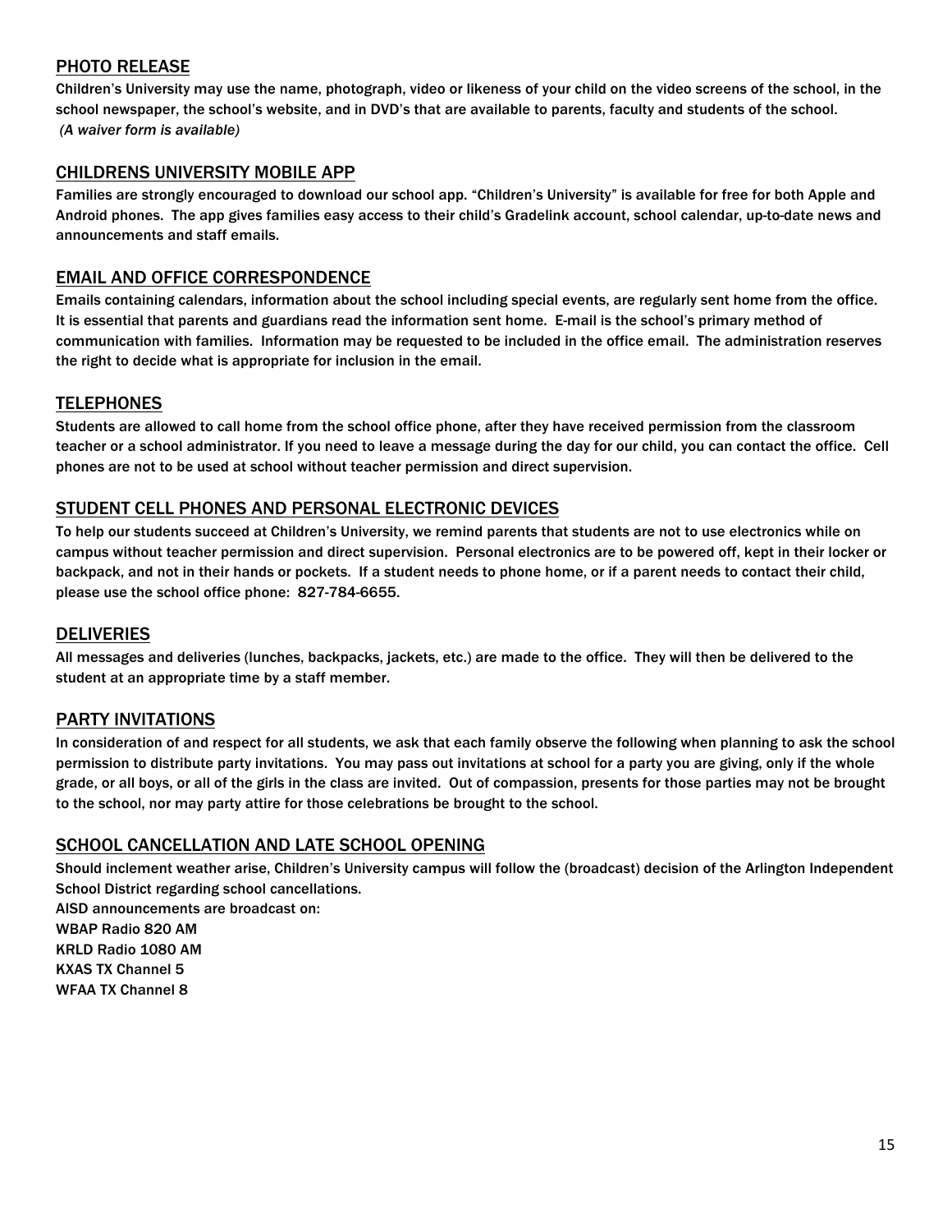## PHOTO RELEASE

Children's University may use the name, photograph, video or likeness of your child on the video screens of the school, in the school newspaper, the school's website, and in DVD's that are available to parents, faculty and students of the school.
*(A waiver form is available)*

## CHILDRENS UNIVERSITY MOBILE APP

Families are strongly encouraged to download our school app. "Children's University" is available for free for both Apple and Android phones. The app gives families easy access to their child's Gradelink account, school calendar, up-to-date news and announcements and staff emails.

## EMAIL AND OFFICE CORRESPONDENCE

Emails containing calendars, information about the school including special events, are regularly sent home from the office. It is essential that parents and guardians read the information sent home. E-mail is the school's primary method of communication with families. Information may be requested to be included in the office email. The administration reserves the right to decide what is appropriate for inclusion in the email.

## TELEPHONES

Students are allowed to call home from the school office phone, after they have received permission from the classroom teacher or a school administrator. If you need to leave a message during the day for our child, you can contact the office. Cell phones are not to be used at school without teacher permission and direct supervision.

## STUDENT CELL PHONES AND PERSONAL ELECTRONIC DEVICES

To help our students succeed at Children's University, we remind parents that students are not to use electronics while on campus without teacher permission and direct supervision. Personal electronics are to be powered off, kept in their locker or backpack, and not in their hands or pockets. If a student needs to phone home, or if a parent needs to contact their child, please use the school office phone: 827-784-6655.

## DELIVERIES

All messages and deliveries (lunches, backpacks, jackets, etc.) are made to the office. They will then be delivered to the student at an appropriate time by a staff member.

## PARTY INVITATIONS

In consideration of and respect for all students, we ask that each family observe the following when planning to ask the school permission to distribute party invitations. You may pass out invitations at school for a party you are giving, only if the whole grade, or all boys, or all of the girls in the class are invited. Out of compassion, presents for those parties may not be brought to the school, nor may party attire for those celebrations be brought to the school.

## SCHOOL CANCELLATION AND LATE SCHOOL OPENING

Should inclement weather arise, Children's University campus will follow the (broadcast) decision of the Arlington Independent School District regarding school cancellations.
AISD announcements are broadcast on:
WBAP Radio 820 AM
KRLD Radio 1080 AM
KXAS TX Channel 5
WFAA TX Channel 8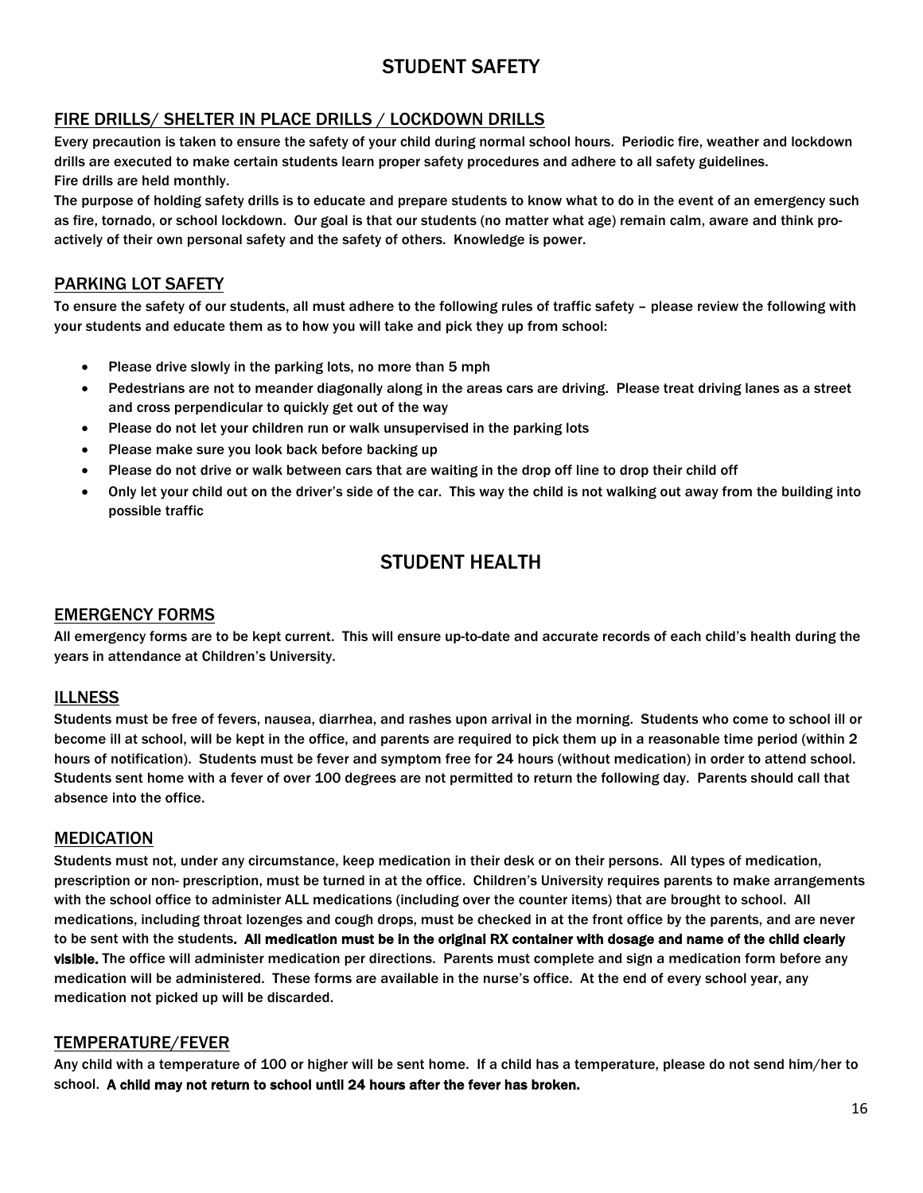# STUDENT SAFETY

## FIRE DRILLS/ SHELTER IN PLACE DRILLS / LOCKDOWN DRILLS

Every precaution is taken to ensure the safety of your child during normal school hours. Periodic fire, weather and lockdown drills are executed to make certain students learn proper safety procedures and adhere to all safety guidelines.
Fire drills are held monthly.
The purpose of holding safety drills is to educate and prepare students to know what to do in the event of an emergency such as fire, tornado, or school lockdown. Our goal is that our students (no matter what age) remain calm, aware and think pro-actively of their own personal safety and the safety of others. Knowledge is power.

## PARKING LOT SAFETY

To ensure the safety of our students, all must adhere to the following rules of traffic safety – please review the following with your students and educate them as to how you will take and pick they up from school:

- Please drive slowly in the parking lots, no more than 5 mph
- Pedestrians are not to meander diagonally along in the areas cars are driving. Please treat driving lanes as a street and cross perpendicular to quickly get out of the way
- Please do not let your children run or walk unsupervised in the parking lots
- Please make sure you look back before backing up
- Please do not drive or walk between cars that are waiting in the drop off line to drop their child off
- Only let your child out on the driver's side of the car. This way the child is not walking out away from the building into possible traffic

# STUDENT HEALTH

## EMERGENCY FORMS

All emergency forms are to be kept current. This will ensure up-to-date and accurate records of each child's health during the years in attendance at Children's University.

## ILLNESS

Students must be free of fevers, nausea, diarrhea, and rashes upon arrival in the morning. Students who come to school ill or become ill at school, will be kept in the office, and parents are required to pick them up in a reasonable time period (within 2 hours of notification). Students must be fever and symptom free for 24 hours (without medication) in order to attend school. Students sent home with a fever of over 100 degrees are not permitted to return the following day. Parents should call that absence into the office.

## MEDICATION

Students must not, under any circumstance, keep medication in their desk or on their persons. All types of medication, prescription or non- prescription, must be turned in at the office. Children's University requires parents to make arrangements with the school office to administer ALL medications (including over the counter items) that are brought to school. All medications, including throat lozenges and cough drops, must be checked in at the front office by the parents, and are never to be sent with the students. **All medication must be in the original RX container with dosage and name of the child clearly visible.** The office will administer medication per directions. Parents must complete and sign a medication form before any medication will be administered. These forms are available in the nurse's office. At the end of every school year, any medication not picked up will be discarded.

## TEMPERATURE/FEVER

Any child with a temperature of 100 or higher will be sent home. If a child has a temperature, please do not send him/her to school. **A child may not return to school until 24 hours after the fever has broken.**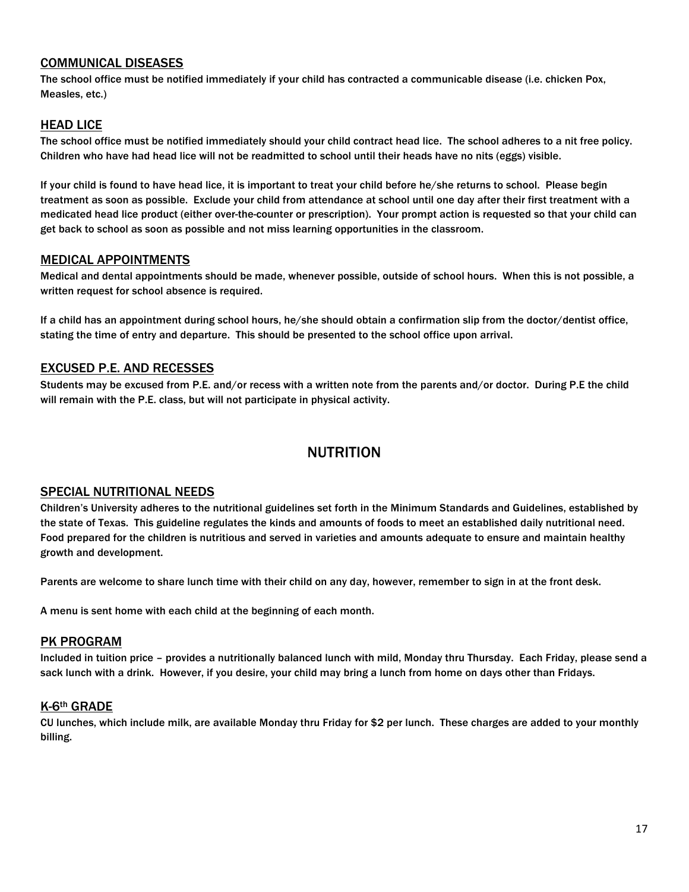## COMMUNICAL DISEASES

The school office must be notified immediately if your child has contracted a communicable disease (i.e. chicken Pox, Measles, etc.)

## HEAD LICE

The school office must be notified immediately should your child contract head lice. The school adheres to a nit free policy. Children who have had head lice will not be readmitted to school until their heads have no nits (eggs) visible.

If your child is found to have head lice, it is important to treat your child before he/she returns to school. Please begin treatment as soon as possible. Exclude your child from attendance at school until one day after their first treatment with a medicated head lice product (either over-the-counter or prescription). Your prompt action is requested so that your child can get back to school as soon as possible and not miss learning opportunities in the classroom.

## MEDICAL APPOINTMENTS

Medical and dental appointments should be made, whenever possible, outside of school hours. When this is not possible, a written request for school absence is required.

If a child has an appointment during school hours, he/she should obtain a confirmation slip from the doctor/dentist office, stating the time of entry and departure. This should be presented to the school office upon arrival.

## EXCUSED P.E. AND RECESSES

Students may be excused from P.E. and/or recess with a written note from the parents and/or doctor. During P.E the child will remain with the P.E. class, but will not participate in physical activity.

# NUTRITION

## SPECIAL NUTRITIONAL NEEDS

Children's University adheres to the nutritional guidelines set forth in the Minimum Standards and Guidelines, established by the state of Texas. This guideline regulates the kinds and amounts of foods to meet an established daily nutritional need. Food prepared for the children is nutritious and served in varieties and amounts adequate to ensure and maintain healthy growth and development.

Parents are welcome to share lunch time with their child on any day, however, remember to sign in at the front desk.

A menu is sent home with each child at the beginning of each month.

## PK PROGRAM

Included in tuition price – provides a nutritionally balanced lunch with mild, Monday thru Thursday. Each Friday, please send a sack lunch with a drink. However, if you desire, your child may bring a lunch from home on days other than Fridays.

## K-6th GRADE

CU lunches, which include milk, are available Monday thru Friday for $2 per lunch. These charges are added to your monthly billing.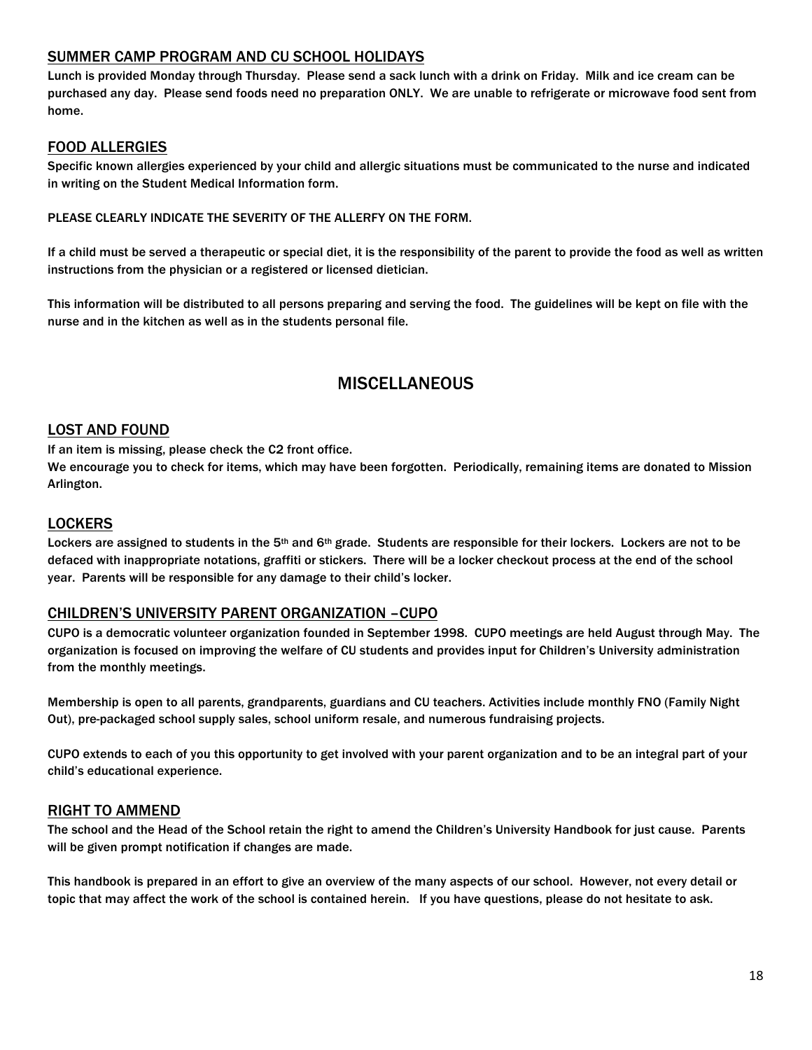## SUMMER CAMP PROGRAM AND CU SCHOOL HOLIDAYS

Lunch is provided Monday through Thursday. Please send a sack lunch with a drink on Friday. Milk and ice cream can be purchased any day. Please send foods need no preparation ONLY. We are unable to refrigerate or microwave food sent from home.

## FOOD ALLERGIES

Specific known allergies experienced by your child and allergic situations must be communicated to the nurse and indicated in writing on the Student Medical Information form.

PLEASE CLEARLY INDICATE THE SEVERITY OF THE ALLERFY ON THE FORM.

If a child must be served a therapeutic or special diet, it is the responsibility of the parent to provide the food as well as written instructions from the physician or a registered or licensed dietician.

This information will be distributed to all persons preparing and serving the food. The guidelines will be kept on file with the nurse and in the kitchen as well as in the students personal file.

# MISCELLANEOUS

## LOST AND FOUND

If an item is missing, please check the C2 front office.
We encourage you to check for items, which may have been forgotten. Periodically, remaining items are donated to Mission Arlington.

## LOCKERS

Lockers are assigned to students in the 5th and 6th grade. Students are responsible for their lockers. Lockers are not to be defaced with inappropriate notations, graffiti or stickers. There will be a locker checkout process at the end of the school year. Parents will be responsible for any damage to their child's locker.

## CHILDREN'S UNIVERSITY PARENT ORGANIZATION –CUPO

CUPO is a democratic volunteer organization founded in September 1998. CUPO meetings are held August through May. The organization is focused on improving the welfare of CU students and provides input for Children's University administration from the monthly meetings.

Membership is open to all parents, grandparents, guardians and CU teachers. Activities include monthly FNO (Family Night Out), pre-packaged school supply sales, school uniform resale, and numerous fundraising projects.

CUPO extends to each of you this opportunity to get involved with your parent organization and to be an integral part of your child's educational experience.

## RIGHT TO AMMEND

The school and the Head of the School retain the right to amend the Children's University Handbook for just cause. Parents will be given prompt notification if changes are made.

This handbook is prepared in an effort to give an overview of the many aspects of our school. However, not every detail or topic that may affect the work of the school is contained herein. If you have questions, please do not hesitate to ask.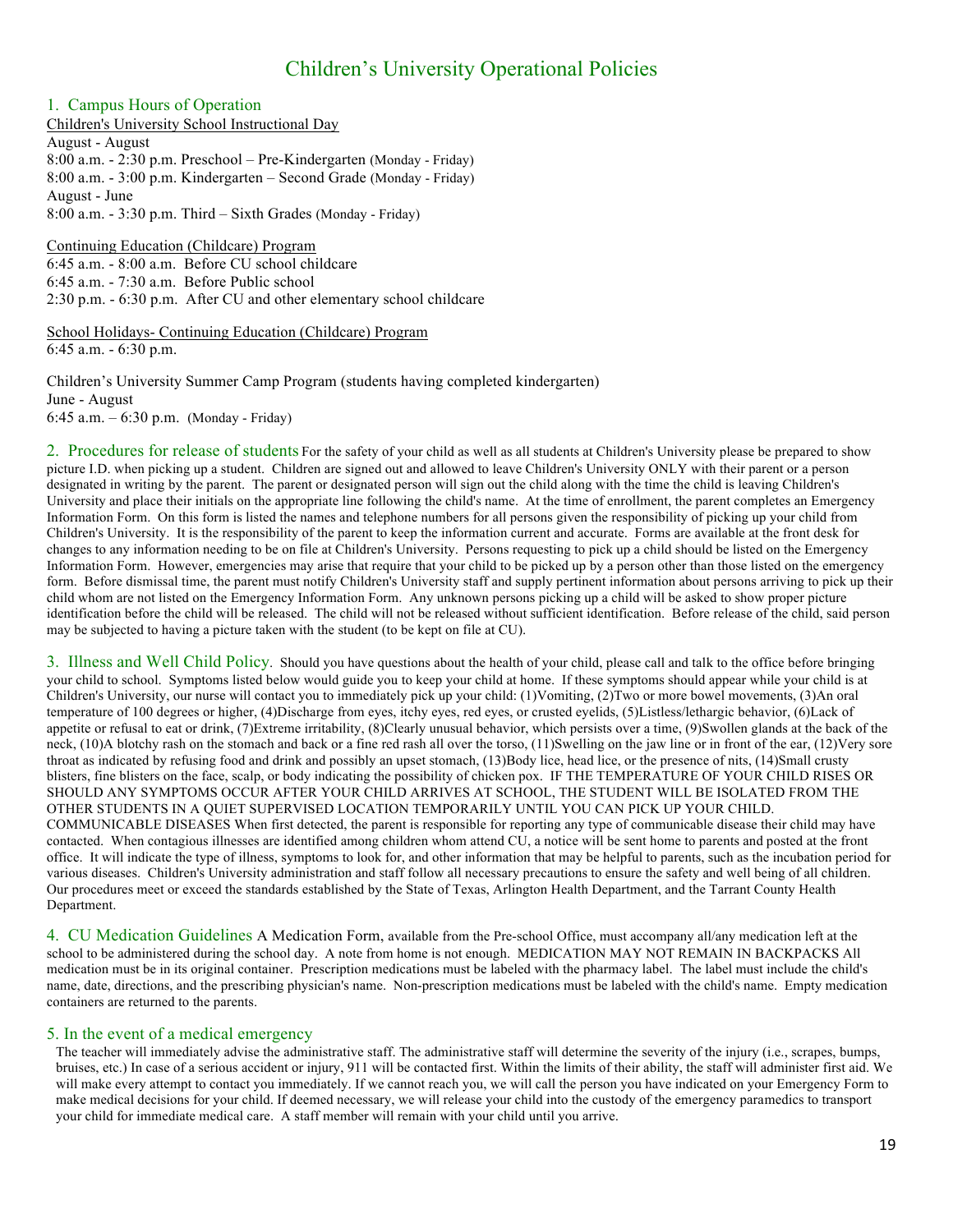# Children's University Operational Policies

## 1. Campus Hours of Operation

Children's University School Instructional Day

August - August
8:00 a.m. - 2:30 p.m. Preschool – Pre-Kindergarten (Monday - Friday)
8:00 a.m. - 3:00 p.m. Kindergarten – Second Grade (Monday - Friday)
August - June
8:00 a.m. - 3:30 p.m. Third – Sixth Grades (Monday - Friday)

Continuing Education (Childcare) Program

6:45 a.m. - 8:00 a.m. Before CU school childcare
6:45 a.m. - 7:30 a.m. Before Public school
2:30 p.m. - 6:30 p.m. After CU and other elementary school childcare

School Holidays- Continuing Education (Childcare) Program

6:45 a.m. - 6:30 p.m.

Children's University Summer Camp Program (students having completed kindergarten)
June - August
6:45 a.m. – 6:30 p.m. (Monday - Friday)

## 2. Procedures for release of students

For the safety of your child as well as all students at Children's University please be prepared to show picture I.D. when picking up a student. Children are signed out and allowed to leave Children's University ONLY with their parent or a person designated in writing by the parent. The parent or designated person will sign out the child along with the time the child is leaving Children's University and place their initials on the appropriate line following the child's name. At the time of enrollment, the parent completes an Emergency Information Form. On this form is listed the names and telephone numbers for all persons given the responsibility of picking up your child from Children's University. It is the responsibility of the parent to keep the information current and accurate. Forms are available at the front desk for changes to any information needing to be on file at Children's University. Persons requesting to pick up a child should be listed on the Emergency Information Form. However, emergencies may arise that require that your child to be picked up by a person other than those listed on the emergency form. Before dismissal time, the parent must notify Children's University staff and supply pertinent information about persons arriving to pick up their child whom are not listed on the Emergency Information Form. Any unknown persons picking up a child will be asked to show proper picture identification before the child will be released. The child will not be released without sufficient identification. Before release of the child, said person may be subjected to having a picture taken with the student (to be kept on file at CU).

## 3. Illness and Well Child Policy.

Should you have questions about the health of your child, please call and talk to the office before bringing your child to school. Symptoms listed below would guide you to keep your child at home. If these symptoms should appear while your child is at Children's University, our nurse will contact you to immediately pick up your child: (1)Vomiting, (2)Two or more bowel movements, (3)An oral temperature of 100 degrees or higher, (4)Discharge from eyes, itchy eyes, red eyes, or crusted eyelids, (5)Listless/lethargic behavior, (6)Lack of appetite or refusal to eat or drink, (7)Extreme irritability, (8)Clearly unusual behavior, which persists over a time, (9)Swollen glands at the back of the neck, (10)A blotchy rash on the stomach and back or a fine red rash all over the torso, (11)Swelling on the jaw line or in front of the ear, (12)Very sore throat as indicated by refusing food and drink and possibly an upset stomach, (13)Body lice, head lice, or the presence of nits, (14)Small crusty blisters, fine blisters on the face, scalp, or body indicating the possibility of chicken pox. IF THE TEMPERATURE OF YOUR CHILD RISES OR SHOULD ANY SYMPTOMS OCCUR AFTER YOUR CHILD ARRIVES AT SCHOOL, THE STUDENT WILL BE ISOLATED FROM THE OTHER STUDENTS IN A QUIET SUPERVISED LOCATION TEMPORARILY UNTIL YOU CAN PICK UP YOUR CHILD.

COMMUNICABLE DISEASES When first detected, the parent is responsible for reporting any type of communicable disease their child may have contacted. When contagious illnesses are identified among children whom attend CU, a notice will be sent home to parents and posted at the front office. It will indicate the type of illness, symptoms to look for, and other information that may be helpful to parents, such as the incubation period for various diseases. Children's University administration and staff follow all necessary precautions to ensure the safety and well being of all children. Our procedures meet or exceed the standards established by the State of Texas, Arlington Health Department, and the Tarrant County Health Department.

## 4. CU Medication Guidelines

A Medication Form, available from the Pre-school Office, must accompany all/any medication left at the school to be administered during the school day. A note from home is not enough. MEDICATION MAY NOT REMAIN IN BACKPACKS All medication must be in its original container. Prescription medications must be labeled with the pharmacy label. The label must include the child's name, date, directions, and the prescribing physician's name. Non-prescription medications must be labeled with the child's name. Empty medication containers are returned to the parents.

## 5. In the event of a medical emergency

The teacher will immediately advise the administrative staff. The administrative staff will determine the severity of the injury (i.e., scrapes, bumps, bruises, etc.) In case of a serious accident or injury, 911 will be contacted first. Within the limits of their ability, the staff will administer first aid. We will make every attempt to contact you immediately. If we cannot reach you, we will call the person you have indicated on your Emergency Form to make medical decisions for your child. If deemed necessary, we will release your child into the custody of the emergency paramedics to transport your child for immediate medical care. A staff member will remain with your child until you arrive.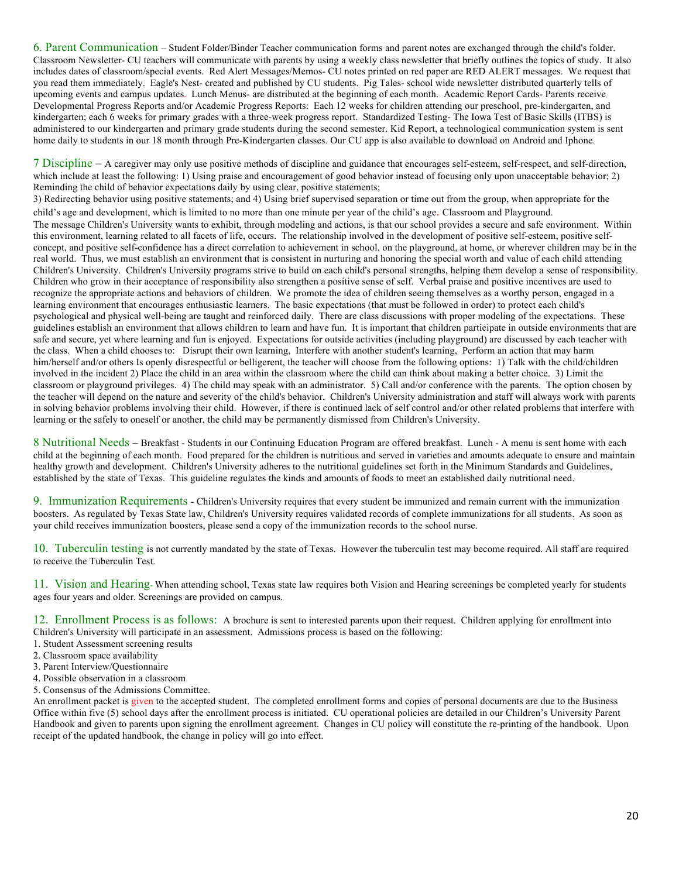**6. Parent Communication** – Student Folder/Binder Teacher communication forms and parent notes are exchanged through the child's folder. Classroom Newsletter- CU teachers will communicate with parents by using a weekly class newsletter that briefly outlines the topics of study. It also includes dates of classroom/special events. Red Alert Messages/Memos- CU notes printed on red paper are RED ALERT messages. We request that you read them immediately. Eagle's Nest- created and published by CU students. Pig Tales- school wide newsletter distributed quarterly tells of upcoming events and campus updates. Lunch Menus- are distributed at the beginning of each month. Academic Report Cards- Parents receive Developmental Progress Reports and/or Academic Progress Reports: Each 12 weeks for children attending our preschool, pre-kindergarten, and kindergarten; each 6 weeks for primary grades with a three-week progress report. Standardized Testing- The Iowa Test of Basic Skills (ITBS) is administered to our kindergarten and primary grade students during the second semester. Kid Report, a technological communication system is sent home daily to students in our 18 month through Pre-Kindergarten classes. Our CU app is also available to download on Android and Iphone.

**7 Discipline** – A caregiver may only use positive methods of discipline and guidance that encourages self-esteem, self-respect, and self-direction, which include at least the following: 1) Using praise and encouragement of good behavior instead of focusing only upon unacceptable behavior; 2) Reminding the child of behavior expectations daily by using clear, positive statements;
3) Redirecting behavior using positive statements; and 4) Using brief supervised separation or time out from the group, when appropriate for the child's age and development, which is limited to no more than one minute per year of the child's age. Classroom and Playground.
The message Children's University wants to exhibit, through modeling and actions, is that our school provides a secure and safe environment. Within this environment, learning related to all facets of life, occurs. The relationship involved in the development of positive self-esteem, positive self-concept, and positive self-confidence has a direct correlation to achievement in school, on the playground, at home, or wherever children may be in the real world. Thus, we must establish an environment that is consistent in nurturing and honoring the special worth and value of each child attending Children's University. Children's University programs strive to build on each child's personal strengths, helping them develop a sense of responsibility. Children who grow in their acceptance of responsibility also strengthen a positive sense of self. Verbal praise and positive incentives are used to recognize the appropriate actions and behaviors of children. We promote the idea of children seeing themselves as a worthy person, engaged in a learning environment that encourages enthusiastic learners. The basic expectations (that must be followed in order) to protect each child's psychological and physical well-being are taught and reinforced daily. There are class discussions with proper modeling of the expectations. These guidelines establish an environment that allows children to learn and have fun. It is important that children participate in outside environments that are safe and secure, yet where learning and fun is enjoyed. Expectations for outside activities (including playground) are discussed by each teacher with the class. When a child chooses to: Disrupt their own learning, Interfere with another student's learning, Perform an action that may harm him/herself and/or others Is openly disrespectful or belligerent, the teacher will choose from the following options: 1) Talk with the child/children involved in the incident 2) Place the child in an area within the classroom where the child can think about making a better choice. 3) Limit the classroom or playground privileges. 4) The child may speak with an administrator. 5) Call and/or conference with the parents. The option chosen by the teacher will depend on the nature and severity of the child's behavior. Children's University administration and staff will always work with parents in solving behavior problems involving their child. However, if there is continued lack of self control and/or other related problems that interfere with learning or the safely to oneself or another, the child may be permanently dismissed from Children's University.

**8 Nutritional Needs** – Breakfast - Students in our Continuing Education Program are offered breakfast. Lunch - A menu is sent home with each child at the beginning of each month. Food prepared for the children is nutritious and served in varieties and amounts adequate to ensure and maintain healthy growth and development. Children's University adheres to the nutritional guidelines set forth in the Minimum Standards and Guidelines, established by the state of Texas. This guideline regulates the kinds and amounts of foods to meet an established daily nutritional need.

**9. Immunization Requirements** - Children's University requires that every student be immunized and remain current with the immunization boosters. As regulated by Texas State law, Children's University requires validated records of complete immunizations for all students. As soon as your child receives immunization boosters, please send a copy of the immunization records to the school nurse.

**10. Tuberculin testing** is not currently mandated by the state of Texas. However the tuberculin test may become required. All staff are required to receive the Tuberculin Test.

**11. Vision and Hearing**- When attending school, Texas state law requires both Vision and Hearing screenings be completed yearly for students ages four years and older. Screenings are provided on campus.

**12. Enrollment Process is as follows:** A brochure is sent to interested parents upon their request. Children applying for enrollment into Children's University will participate in an assessment. Admissions process is based on the following:

1. Student Assessment screening results
2. Classroom space availability
3. Parent Interview/Questionnaire
4. Possible observation in a classroom
5. Consensus of the Admissions Committee.

An enrollment packet is given to the accepted student. The completed enrollment forms and copies of personal documents are due to the Business Office within five (5) school days after the enrollment process is initiated. CU operational policies are detailed in our Children's University Parent Handbook and given to parents upon signing the enrollment agreement. Changes in CU policy will constitute the re-printing of the handbook. Upon receipt of the updated handbook, the change in policy will go into effect.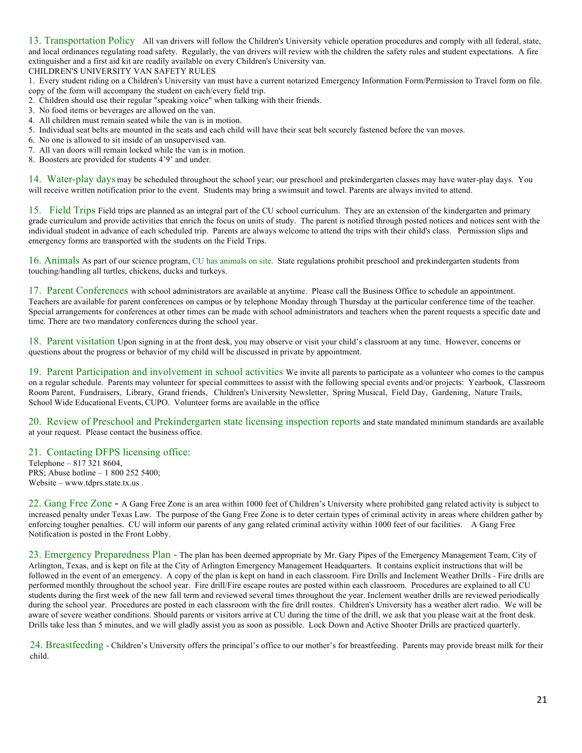**13. Transportation Policy** All van drivers will follow the Children's University vehicle operation procedures and comply with all federal, state, and local ordinances regulating road safety. Regularly, the van drivers will review with the children the safety rules and student expectations. A fire extinguisher and a first aid kit are readily available on every Children's University van.

CHILDREN'S UNIVERSITY VAN SAFETY RULES

1. Every student riding on a Children's University van must have a current notarized Emergency Information Form/Permission to Travel form on file. copy of the form will accompany the student on each/every field trip.
2. Children should use their regular "speaking voice" when talking with their friends.
3. No food items or beverages are allowed on the van.
4. All children must remain seated while the van is in motion.
5. Individual seat belts are mounted in the seats and each child will have their seat belt securely fastened before the van moves.
6. No one is allowed to sit inside of an unsupervised van.
7. All van doors will remain locked while the van is in motion.
8. Boosters are provided for students 4'9' and under.

**14. Water-play days** may be scheduled throughout the school year; our preschool and prekindergarten classes may have water-play days. You will receive written notification prior to the event. Students may bring a swimsuit and towel. Parents are always invited to attend.

**15. Field Trips** Field trips are planned as an integral part of the CU school curriculum. They are an extension of the kindergarten and primary grade curriculum and provide activities that enrich the focus on units of study. The parent is notified through posted notices and notices sent with the individual student in advance of each scheduled trip. Parents are always welcome to attend the trips with their child's class. Permission slips and emergency forms are transported with the students on the Field Trips.

**16. Animals** As part of our science program, CU has animals on site. State regulations prohibit preschool and prekindergarten students from touching/handling all turtles, chickens, ducks and turkeys.

**17. Parent Conferences** with school administrators are available at anytime. Please call the Business Office to schedule an appointment. Teachers are available for parent conferences on campus or by telephone Monday through Thursday at the particular conference time of the teacher. Special arrangements for conferences at other times can be made with school administrators and teachers when the parent requests a specific date and time. There are two mandatory conferences during the school year.

**18. Parent visitation** Upon signing in at the front desk, you may observe or visit your child's classroom at any time. However, concerns or questions about the progress or behavior of my child will be discussed in private by appointment.

**19. Parent Participation and involvement in school activities** We invite all parents to participate as a volunteer who comes to the campus on a regular schedule. Parents may volunteer for special committees to assist with the following special events and/or projects: Yearbook, Classroom Room Parent, Fundraisers, Library, Grand friends, Children's University Newsletter, Spring Musical, Field Day, Gardening, Nature Trails, School Wide Educational Events, CUPO. Volunteer forms are available in the office

**20. Review of Preschool and Prekindergarten state licensing inspection reports** and state mandated minimum standards are available at your request. Please contact the business office.

**21. Contacting DFPS licensing office:**

Telephone – 817 321 8604,
PRS; Abuse hotline – 1 800 252 5400;
Website – www.tdprs.state.tx.us .

**22. Gang Free Zone** - A Gang Free Zone is an area within 1000 feet of Children's University where prohibited gang related activity is subject to increased penalty under Texas Law. The purpose of the Gang Free Zone is to deter certain types of criminal activity in areas where children gather by enforcing tougher penalties. CU will inform our parents of any gang related criminal activity within 1000 feet of our facilities. A Gang Free Notification is posted in the Front Lobby.

**23. Emergency Preparedness Plan** - The plan has been deemed appropriate by Mr. Gary Pipes of the Emergency Management Team, City of Arlington, Texas, and is kept on file at the City of Arlington Emergency Management Headquarters. It contains explicit instructions that will be followed in the event of an emergency. A copy of the plan is kept on hand in each classroom. Fire Drills and Inclement Weather Drills - Fire drills are performed monthly throughout the school year. Fire drill/Fire escape routes are posted within each classroom. Procedures are explained to all CU students during the first week of the new fall term and reviewed several times throughout the year. Inclement weather drills are reviewed periodically during the school year. Procedures are posted in each classroom with the fire drill routes. Children's University has a weather alert radio. We will be aware of severe weather conditions. Should parents or visitors arrive at CU during the time of the drill, we ask that you please wait at the front desk. Drills take less than 5 minutes, and we will gladly assist you as soon as possible. Lock Down and Active Shooter Drills are practiced quarterly.

**24. Breastfeeding** - Children's University offers the principal's office to our mother's for breastfeeding. Parents may provide breast milk for their child.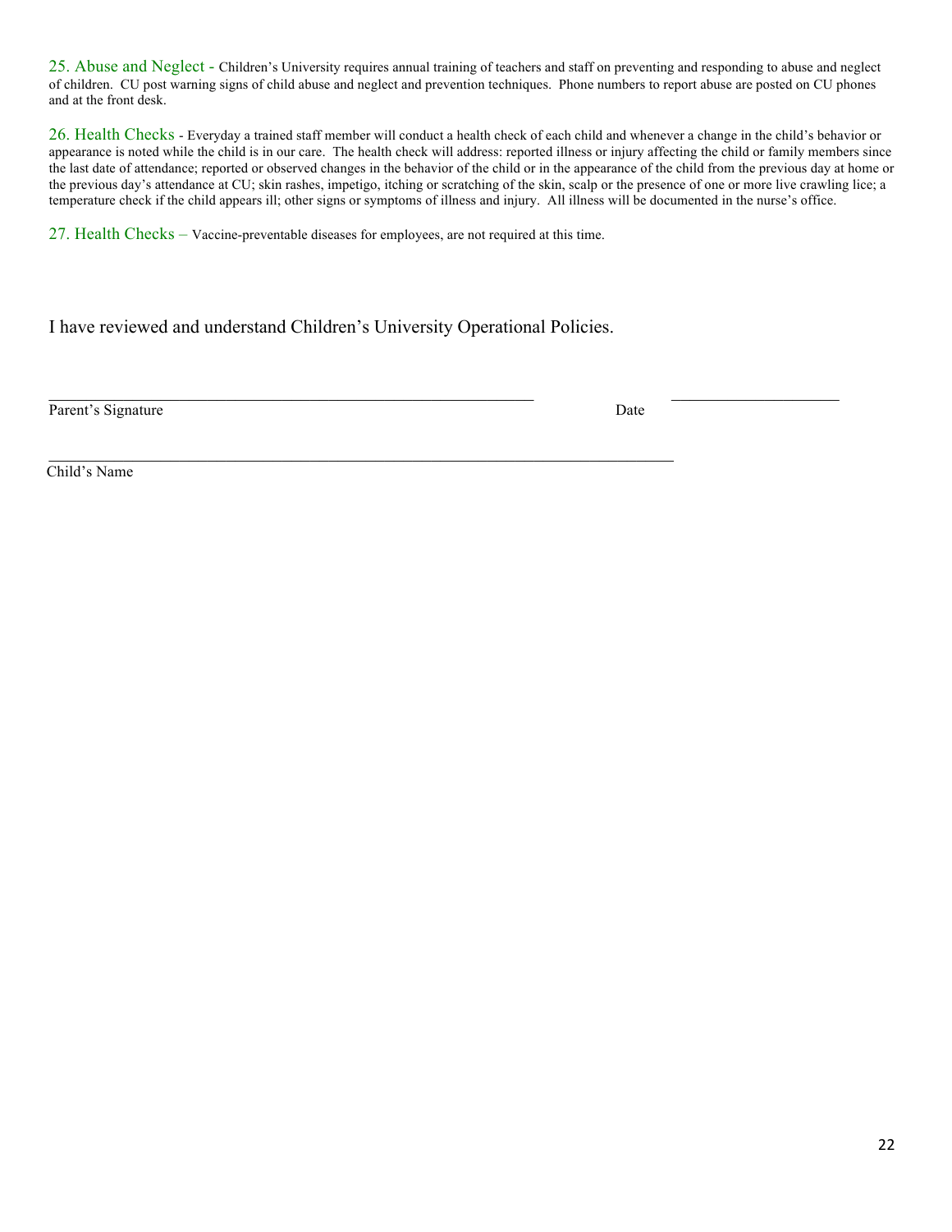25. Abuse and Neglect - Children's University requires annual training of teachers and staff on preventing and responding to abuse and neglect of children. CU post warning signs of child abuse and neglect and prevention techniques. Phone numbers to report abuse are posted on CU phones and at the front desk.

26. Health Checks - Everyday a trained staff member will conduct a health check of each child and whenever a change in the child's behavior or appearance is noted while the child is in our care. The health check will address: reported illness or injury affecting the child or family members since the last date of attendance; reported or observed changes in the behavior of the child or in the appearance of the child from the previous day at home or the previous day's attendance at CU; skin rashes, impetigo, itching or scratching of the skin, scalp or the presence of one or more live crawling lice; a temperature check if the child appears ill; other signs or symptoms of illness and injury. All illness will be documented in the nurse's office.

27. Health Checks – Vaccine-preventable diseases for employees, are not required at this time.

I have reviewed and understand Children's University Operational Policies.

_____________________________________________________________ _____________________

Parent's Signature Date

______________________________________________________________________________

Child's Name